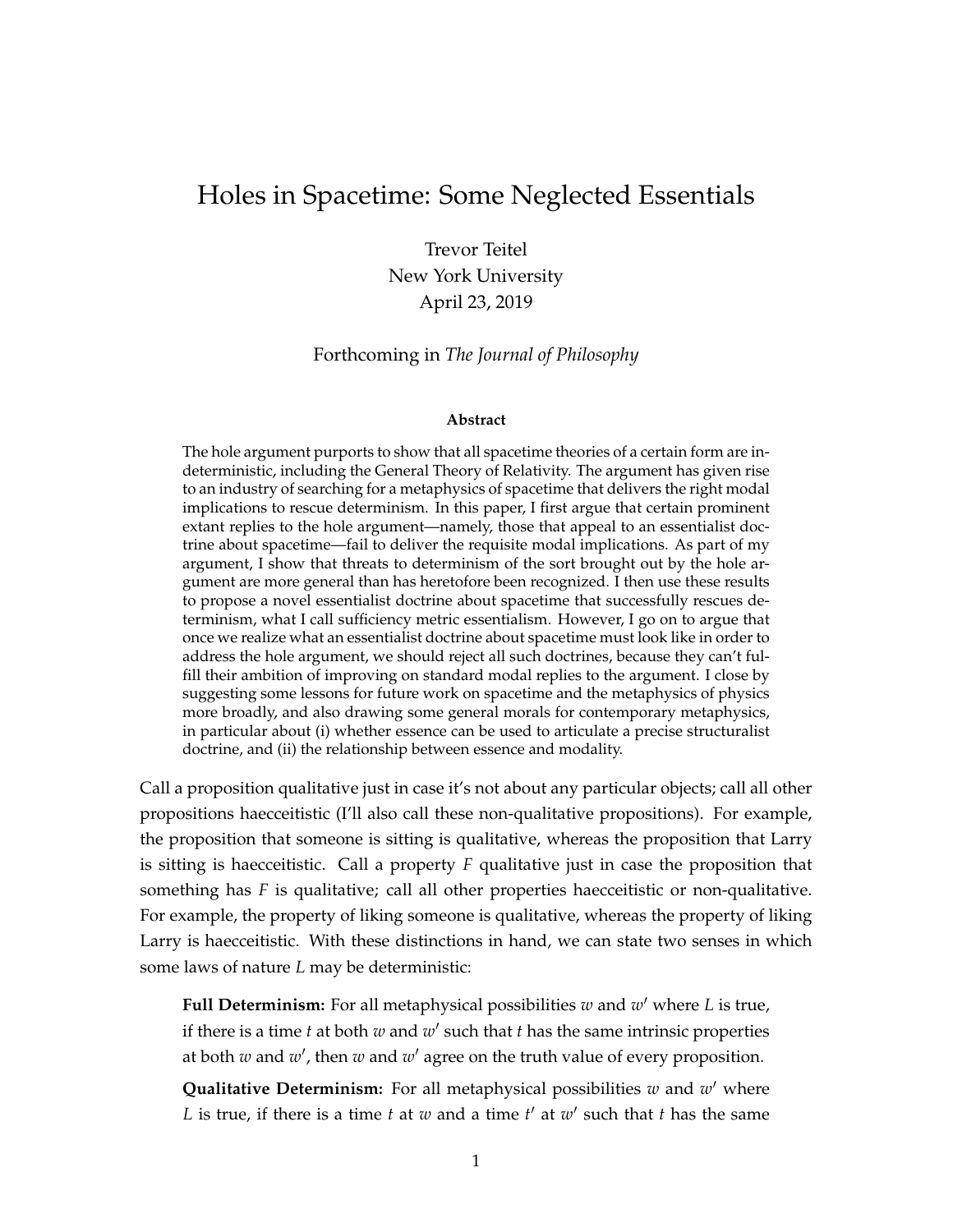# Holes in Spacetime: Some Neglected Essentials

Trevor Teitel
New York University
April 23, 2019

Forthcoming in *The Journal of Philosophy*

### Abstract

The hole argument purports to show that all spacetime theories of a certain form are indeterministic, including the General Theory of Relativity. The argument has given rise to an industry of searching for a metaphysics of spacetime that delivers the right modal implications to rescue determinism. In this paper, I first argue that certain prominent extant replies to the hole argument—namely, those that appeal to an essentialist doctrine about spacetime—fail to deliver the requisite modal implications. As part of my argument, I show that threats to determinism of the sort brought out by the hole argument are more general than has heretofore been recognized. I then use these results to propose a novel essentialist doctrine about spacetime that successfully rescues determinism, what I call sufficiency metric essentialism. However, I go on to argue that once we realize what an essentialist doctrine about spacetime must look like in order to address the hole argument, we should reject all such doctrines, because they can't fulfill their ambition of improving on standard modal replies to the argument. I close by suggesting some lessons for future work on spacetime and the metaphysics of physics more broadly, and also drawing some general morals for contemporary metaphysics, in particular about (i) whether essence can be used to articulate a precise structuralist doctrine, and (ii) the relationship between essence and modality.

Call a proposition qualitative just in case it's not about any particular objects; call all other propositions haecceitistic (I'll also call these non-qualitative propositions). For example, the proposition that someone is sitting is qualitative, whereas the proposition that Larry is sitting is haecceitistic. Call a property $F$ qualitative just in case the proposition that something has $F$ is qualitative; call all other properties haecceitistic or non-qualitative. For example, the property of liking someone is qualitative, whereas the property of liking Larry is haecceitistic. With these distinctions in hand, we can state two senses in which some laws of nature $L$ may be deterministic:

> **Full Determinism:** For all metaphysical possibilities $w$ and $w'$ where $L$ is true, if there is a time $t$ at both $w$ and $w'$ such that $t$ has the same intrinsic properties at both $w$ and $w'$, then $w$ and $w'$ agree on the truth value of every proposition.
>
> **Qualitative Determinism:** For all metaphysical possibilities $w$ and $w'$ where $L$ is true, if there is a time $t$ at $w$ and a time $t'$ at $w'$ such that $t$ has the same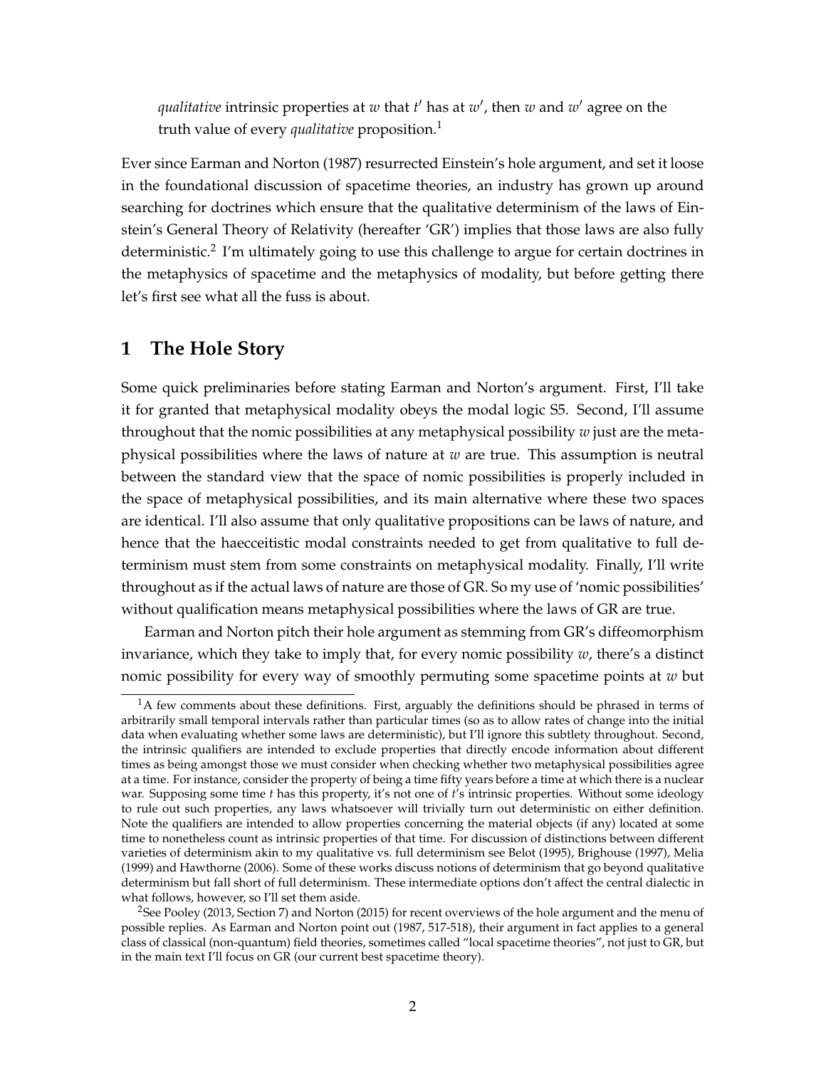*qualitative* intrinsic properties at $w$ that $t'$ has at $w'$, then $w$ and $w'$ agree on the truth value of every *qualitative* proposition.[1]

Ever since Earman and Norton (1987) resurrected Einstein's hole argument, and set it loose in the foundational discussion of spacetime theories, an industry has grown up around searching for doctrines which ensure that the qualitative determinism of the laws of Einstein's General Theory of Relativity (hereafter 'GR') implies that those laws are also fully deterministic.[2] I'm ultimately going to use this challenge to argue for certain doctrines in the metaphysics of spacetime and the metaphysics of modality, but before getting there let's first see what all the fuss is about.

## 1 The Hole Story

Some quick preliminaries before stating Earman and Norton's argument. First, I'll take it for granted that metaphysical modality obeys the modal logic S5. Second, I'll assume throughout that the nomic possibilities at any metaphysical possibility $w$ just are the metaphysical possibilities where the laws of nature at $w$ are true. This assumption is neutral between the standard view that the space of nomic possibilities is properly included in the space of metaphysical possibilities, and its main alternative where these two spaces are identical. I'll also assume that only qualitative propositions can be laws of nature, and hence that the haecceitistic modal constraints needed to get from qualitative to full determinism must stem from some constraints on metaphysical modality. Finally, I'll write throughout as if the actual laws of nature are those of GR. So my use of 'nomic possibilities' without qualification means metaphysical possibilities where the laws of GR are true.

Earman and Norton pitch their hole argument as stemming from GR's diffeomorphism invariance, which they take to imply that, for every nomic possibility $w$, there's a distinct nomic possibility for every way of smoothly permuting some spacetime points at $w$ but

[1] A few comments about these definitions. First, arguably the definitions should be phrased in terms of arbitrarily small temporal intervals rather than particular times (so as to allow rates of change into the initial data when evaluating whether some laws are deterministic), but I'll ignore this subtlety throughout. Second, the intrinsic qualifiers are intended to exclude properties that directly encode information about different times as being amongst those we must consider when checking whether two metaphysical possibilities agree at a time. For instance, consider the property of being a time fifty years before a time at which there is a nuclear war. Supposing some time $t$ has this property, it's not one of $t$'s intrinsic properties. Without some ideology to rule out such properties, any laws whatsoever will trivially turn out deterministic on either definition. Note the qualifiers are intended to allow properties concerning the material objects (if any) located at some time to nonetheless count as intrinsic properties of that time. For discussion of distinctions between different varieties of determinism akin to my qualitative vs. full determinism see Belot (1995), Brighouse (1997), Melia (1999) and Hawthorne (2006). Some of these works discuss notions of determinism that go beyond qualitative determinism but fall short of full determinism. These intermediate options don't affect the central dialectic in what follows, however, so I'll set them aside.

[2] See Pooley (2013, Section 7) and Norton (2015) for recent overviews of the hole argument and the menu of possible replies. As Earman and Norton point out (1987, 517-518), their argument in fact applies to a general class of classical (non-quantum) field theories, sometimes called "local spacetime theories", not just to GR, but in the main text I'll focus on GR (our current best spacetime theory).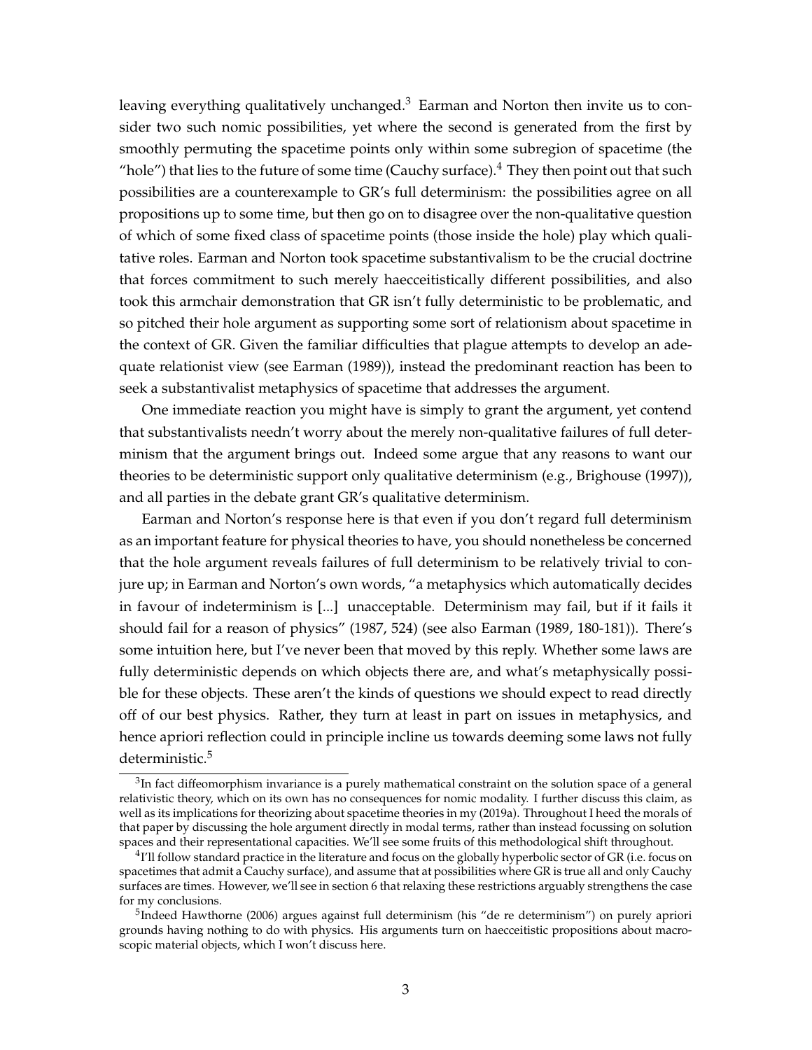leaving everything qualitatively unchanged.[3] Earman and Norton then invite us to consider two such nomic possibilities, yet where the second is generated from the first by smoothly permuting the spacetime points only within some subregion of spacetime (the "hole") that lies to the future of some time (Cauchy surface).[4] They then point out that such possibilities are a counterexample to GR's full determinism: the possibilities agree on all propositions up to some time, but then go on to disagree over the non-qualitative question of which of some fixed class of spacetime points (those inside the hole) play which qualitative roles. Earman and Norton took spacetime substantivalism to be the crucial doctrine that forces commitment to such merely haecceitistically different possibilities, and also took this armchair demonstration that GR isn't fully deterministic to be problematic, and so pitched their hole argument as supporting some sort of relationism about spacetime in the context of GR. Given the familiar difficulties that plague attempts to develop an adequate relationist view (see Earman (1989)), instead the predominant reaction has been to seek a substantivalist metaphysics of spacetime that addresses the argument.

One immediate reaction you might have is simply to grant the argument, yet contend that substantivalists needn't worry about the merely non-qualitative failures of full determinism that the argument brings out. Indeed some argue that any reasons to want our theories to be deterministic support only qualitative determinism (e.g., Brighouse (1997)), and all parties in the debate grant GR's qualitative determinism.

Earman and Norton's response here is that even if you don't regard full determinism as an important feature for physical theories to have, you should nonetheless be concerned that the hole argument reveals failures of full determinism to be relatively trivial to conjure up; in Earman and Norton's own words, "a metaphysics which automatically decides in favour of indeterminism is [...] unacceptable. Determinism may fail, but if it fails it should fail for a reason of physics" (1987, 524) (see also Earman (1989, 180-181)). There's some intuition here, but I've never been that moved by this reply. Whether some laws are fully deterministic depends on which objects there are, and what's metaphysically possible for these objects. These aren't the kinds of questions we should expect to read directly off of our best physics. Rather, they turn at least in part on issues in metaphysics, and hence apriori reflection could in principle incline us towards deeming some laws not fully deterministic.[5]

---

[3] In fact diffeomorphism invariance is a purely mathematical constraint on the solution space of a general relativistic theory, which on its own has no consequences for nomic modality. I further discuss this claim, as well as its implications for theorizing about spacetime theories in my (2019a). Throughout I heed the morals of that paper by discussing the hole argument directly in modal terms, rather than instead focussing on solution spaces and their representational capacities. We'll see some fruits of this methodological shift throughout.

[4] I'll follow standard practice in the literature and focus on the globally hyperbolic sector of GR (i.e. focus on spacetimes that admit a Cauchy surface), and assume that at possibilities where GR is true all and only Cauchy surfaces are times. However, we'll see in section 6 that relaxing these restrictions arguably strengthens the case for my conclusions.

[5] Indeed Hawthorne (2006) argues against full determinism (his "de re determinism") on purely apriori grounds having nothing to do with physics. His arguments turn on haecceitistic propositions about macroscopic material objects, which I won't discuss here.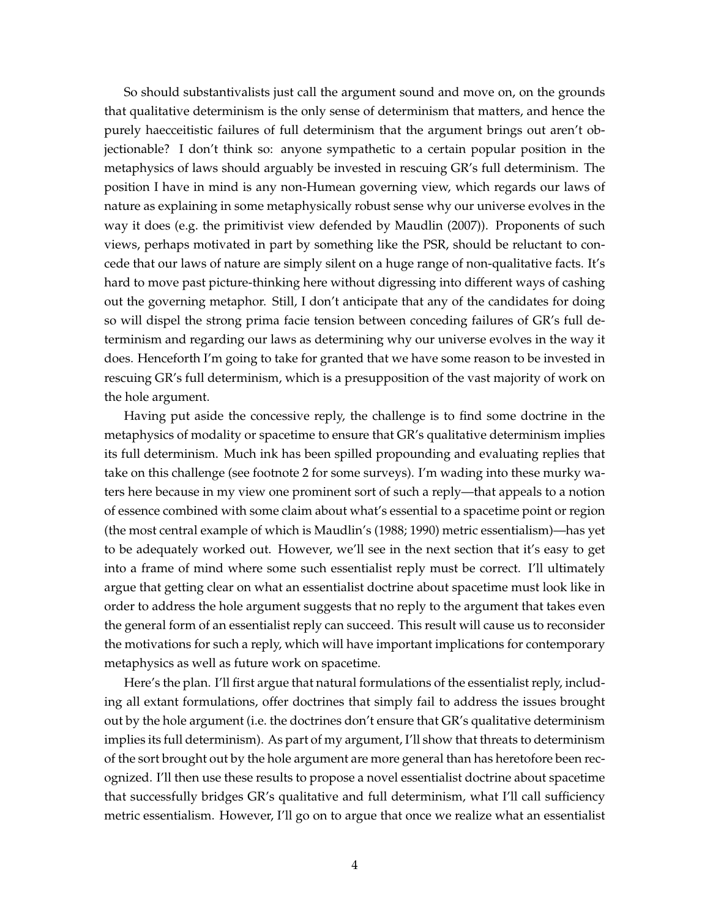So should substantivalists just call the argument sound and move on, on the grounds that qualitative determinism is the only sense of determinism that matters, and hence the purely haecceitistic failures of full determinism that the argument brings out aren't objectionable? I don't think so: anyone sympathetic to a certain popular position in the metaphysics of laws should arguably be invested in rescuing GR's full determinism. The position I have in mind is any non-Humean governing view, which regards our laws of nature as explaining in some metaphysically robust sense why our universe evolves in the way it does (e.g. the primitivist view defended by Maudlin (2007)). Proponents of such views, perhaps motivated in part by something like the PSR, should be reluctant to concede that our laws of nature are simply silent on a huge range of non-qualitative facts. It's hard to move past picture-thinking here without digressing into different ways of cashing out the governing metaphor. Still, I don't anticipate that any of the candidates for doing so will dispel the strong prima facie tension between conceding failures of GR's full determinism and regarding our laws as determining why our universe evolves in the way it does. Henceforth I'm going to take for granted that we have some reason to be invested in rescuing GR's full determinism, which is a presupposition of the vast majority of work on the hole argument.

Having put aside the concessive reply, the challenge is to find some doctrine in the metaphysics of modality or spacetime to ensure that GR's qualitative determinism implies its full determinism. Much ink has been spilled propounding and evaluating replies that take on this challenge (see footnote 2 for some surveys). I'm wading into these murky waters here because in my view one prominent sort of such a reply—that appeals to a notion of essence combined with some claim about what's essential to a spacetime point or region (the most central example of which is Maudlin's (1988; 1990) metric essentialism)—has yet to be adequately worked out. However, we'll see in the next section that it's easy to get into a frame of mind where some such essentialist reply must be correct. I'll ultimately argue that getting clear on what an essentialist doctrine about spacetime must look like in order to address the hole argument suggests that no reply to the argument that takes even the general form of an essentialist reply can succeed. This result will cause us to reconsider the motivations for such a reply, which will have important implications for contemporary metaphysics as well as future work on spacetime.

Here's the plan. I'll first argue that natural formulations of the essentialist reply, including all extant formulations, offer doctrines that simply fail to address the issues brought out by the hole argument (i.e. the doctrines don't ensure that GR's qualitative determinism implies its full determinism). As part of my argument, I'll show that threats to determinism of the sort brought out by the hole argument are more general than has heretofore been recognized. I'll then use these results to propose a novel essentialist doctrine about spacetime that successfully bridges GR's qualitative and full determinism, what I'll call sufficiency metric essentialism. However, I'll go on to argue that once we realize what an essentialist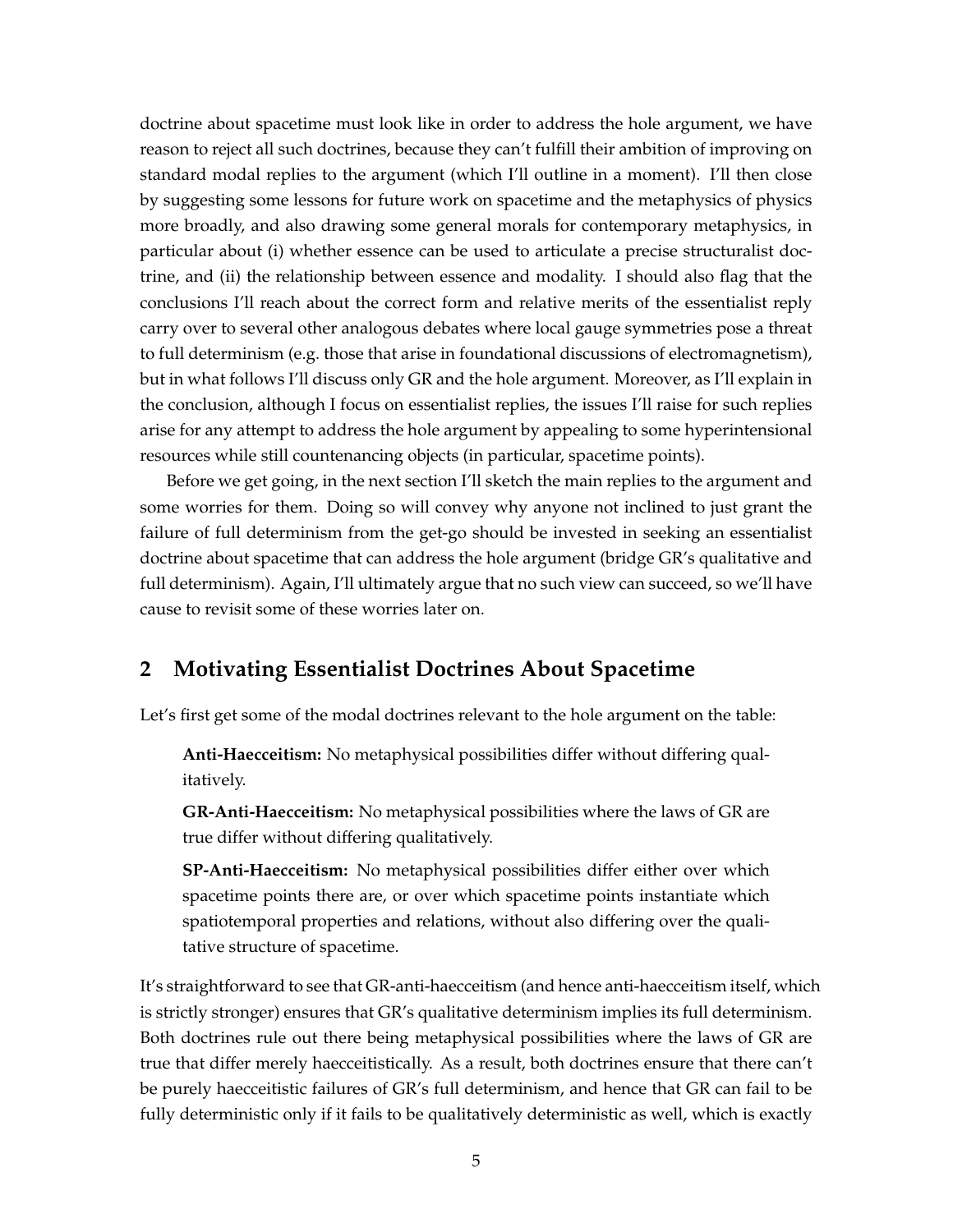doctrine about spacetime must look like in order to address the hole argument, we have reason to reject all such doctrines, because they can't fulfill their ambition of improving on standard modal replies to the argument (which I'll outline in a moment). I'll then close by suggesting some lessons for future work on spacetime and the metaphysics of physics more broadly, and also drawing some general morals for contemporary metaphysics, in particular about (i) whether essence can be used to articulate a precise structuralist doctrine, and (ii) the relationship between essence and modality. I should also flag that the conclusions I'll reach about the correct form and relative merits of the essentialist reply carry over to several other analogous debates where local gauge symmetries pose a threat to full determinism (e.g. those that arise in foundational discussions of electromagnetism), but in what follows I'll discuss only GR and the hole argument. Moreover, as I'll explain in the conclusion, although I focus on essentialist replies, the issues I'll raise for such replies arise for any attempt to address the hole argument by appealing to some hyperintensional resources while still countenancing objects (in particular, spacetime points).

Before we get going, in the next section I'll sketch the main replies to the argument and some worries for them. Doing so will convey why anyone not inclined to just grant the failure of full determinism from the get-go should be invested in seeking an essentialist doctrine about spacetime that can address the hole argument (bridge GR's qualitative and full determinism). Again, I'll ultimately argue that no such view can succeed, so we'll have cause to revisit some of these worries later on.

## 2 Motivating Essentialist Doctrines About Spacetime

Let's first get some of the modal doctrines relevant to the hole argument on the table:

> **Anti-Haecceitism:** No metaphysical possibilities differ without differing qualitatively.
>
> **GR-Anti-Haecceitism:** No metaphysical possibilities where the laws of GR are true differ without differing qualitatively.
>
> **SP-Anti-Haecceitism:** No metaphysical possibilities differ either over which spacetime points there are, or over which spacetime points instantiate which spatiotemporal properties and relations, without also differing over the qualitative structure of spacetime.

It's straightforward to see that GR-anti-haecceitism (and hence anti-haecceitism itself, which is strictly stronger) ensures that GR's qualitative determinism implies its full determinism. Both doctrines rule out there being metaphysical possibilities where the laws of GR are true that differ merely haecceitistically. As a result, both doctrines ensure that there can't be purely haecceitistic failures of GR's full determinism, and hence that GR can fail to be fully deterministic only if it fails to be qualitatively deterministic as well, which is exactly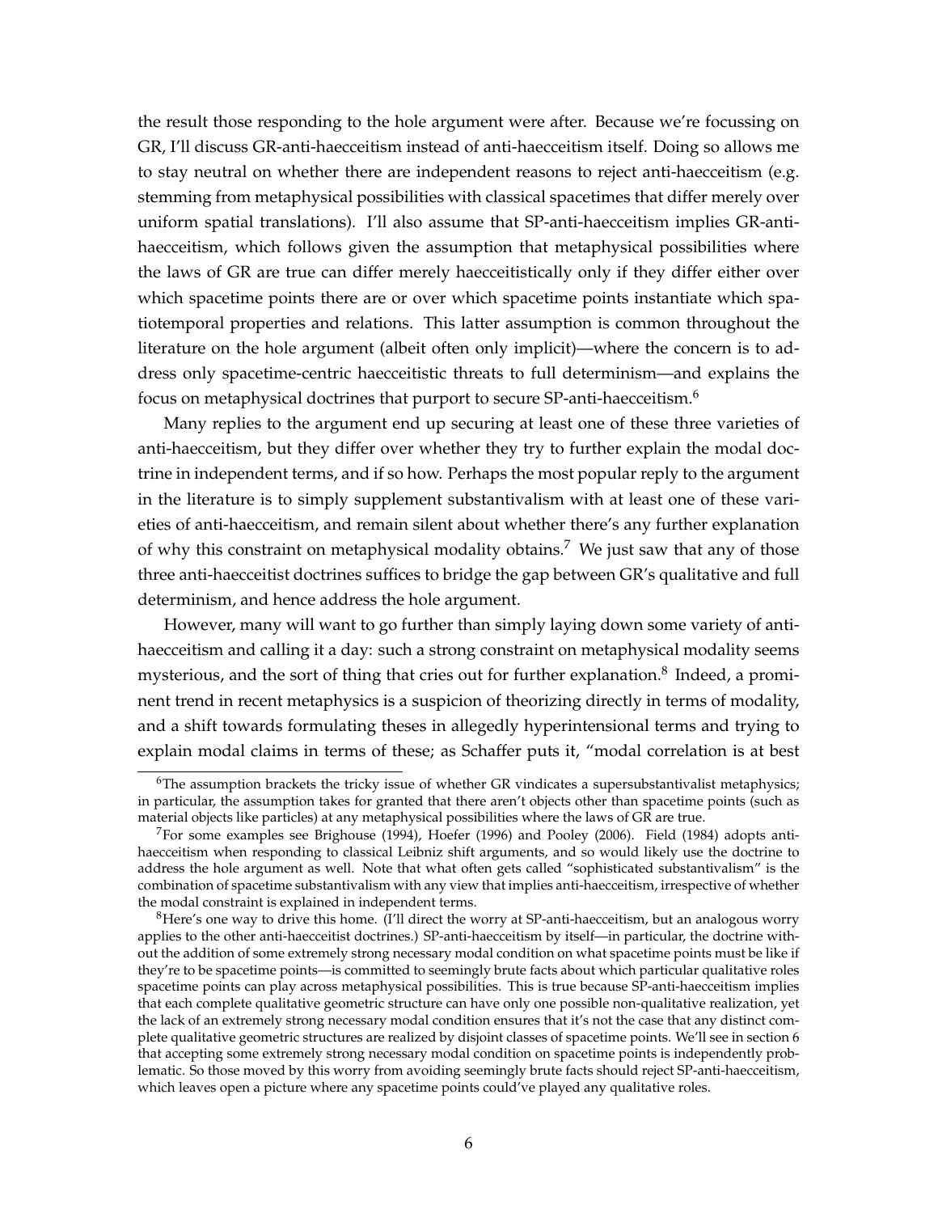the result those responding to the hole argument were after. Because we're focussing on GR, I'll discuss GR-anti-haecceitism instead of anti-haecceitism itself. Doing so allows me to stay neutral on whether there are independent reasons to reject anti-haecceitism (e.g. stemming from metaphysical possibilities with classical spacetimes that differ merely over uniform spatial translations). I'll also assume that SP-anti-haecceitism implies GR-anti-haecceitism, which follows given the assumption that metaphysical possibilities where the laws of GR are true can differ merely haecceitistically only if they differ either over which spacetime points there are or over which spacetime points instantiate which spatiotemporal properties and relations. This latter assumption is common throughout the literature on the hole argument (albeit often only implicit)—where the concern is to address only spacetime-centric haecceitistic threats to full determinism—and explains the focus on metaphysical doctrines that purport to secure SP-anti-haecceitism.[6]

Many replies to the argument end up securing at least one of these three varieties of anti-haecceitism, but they differ over whether they try to further explain the modal doctrine in independent terms, and if so how. Perhaps the most popular reply to the argument in the literature is to simply supplement substantivalism with at least one of these varieties of anti-haecceitism, and remain silent about whether there's any further explanation of why this constraint on metaphysical modality obtains.[7] We just saw that any of those three anti-haecceitist doctrines suffices to bridge the gap between GR's qualitative and full determinism, and hence address the hole argument.

However, many will want to go further than simply laying down some variety of anti-haecceitism and calling it a day: such a strong constraint on metaphysical modality seems mysterious, and the sort of thing that cries out for further explanation.[8] Indeed, a prominent trend in recent metaphysics is a suspicion of theorizing directly in terms of modality, and a shift towards formulating theses in allegedly hyperintensional terms and trying to explain modal claims in terms of these; as Schaffer puts it, "modal correlation is at best

---

[6] The assumption brackets the tricky issue of whether GR vindicates a supersubstantivalist metaphysics; in particular, the assumption takes for granted that there aren't objects other than spacetime points (such as material objects like particles) at any metaphysical possibilities where the laws of GR are true.

[7] For some examples see Brighouse (1994), Hoefer (1996) and Pooley (2006). Field (1984) adopts anti-haecceitism when responding to classical Leibniz shift arguments, and so would likely use the doctrine to address the hole argument as well. Note that what often gets called "sophisticated substantivalism" is the combination of spacetime substantivalism with any view that implies anti-haecceitism, irrespective of whether the modal constraint is explained in independent terms.

[8] Here's one way to drive this home. (I'll direct the worry at SP-anti-haecceitism, but an analogous worry applies to the other anti-haecceitist doctrines.) SP-anti-haecceitism by itself—in particular, the doctrine without the addition of some extremely strong necessary modal condition on what spacetime points must be like if they're to be spacetime points—is committed to seemingly brute facts about which particular qualitative roles spacetime points can play across metaphysical possibilities. This is true because SP-anti-haecceitism implies that each complete qualitative geometric structure can have only one possible non-qualitative realization, yet the lack of an extremely strong necessary modal condition ensures that it's not the case that any distinct complete qualitative geometric structures are realized by disjoint classes of spacetime points. We'll see in section 6 that accepting some extremely strong necessary modal condition on spacetime points is independently problematic. So those moved by this worry from avoiding seemingly brute facts should reject SP-anti-haecceitism, which leaves open a picture where any spacetime points could've played any qualitative roles.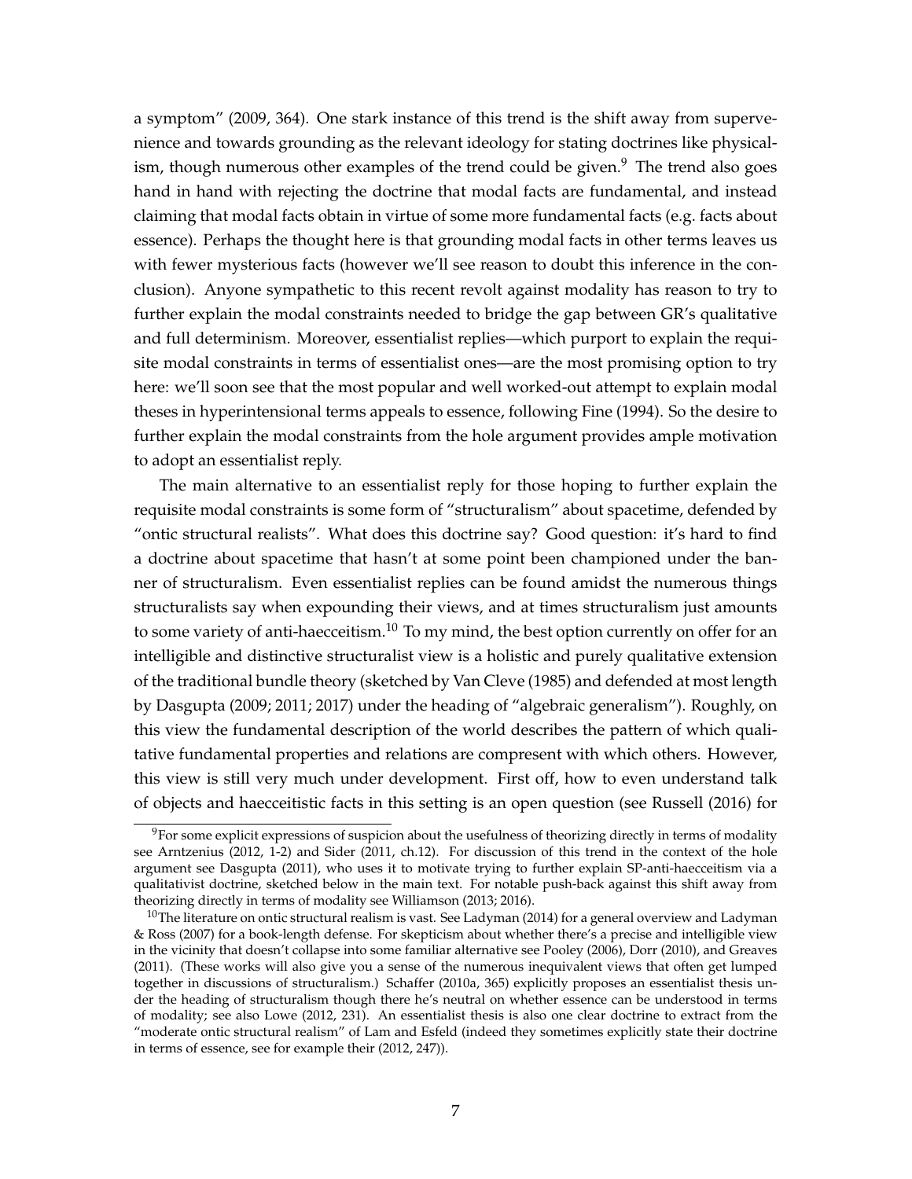a symptom" (2009, 364). One stark instance of this trend is the shift away from supervenience and towards grounding as the relevant ideology for stating doctrines like physicalism, though numerous other examples of the trend could be given.[9] The trend also goes hand in hand with rejecting the doctrine that modal facts are fundamental, and instead claiming that modal facts obtain in virtue of some more fundamental facts (e.g. facts about essence). Perhaps the thought here is that grounding modal facts in other terms leaves us with fewer mysterious facts (however we'll see reason to doubt this inference in the conclusion). Anyone sympathetic to this recent revolt against modality has reason to try to further explain the modal constraints needed to bridge the gap between GR's qualitative and full determinism. Moreover, essentialist replies—which purport to explain the requisite modal constraints in terms of essentialist ones—are the most promising option to try here: we'll soon see that the most popular and well worked-out attempt to explain modal theses in hyperintensional terms appeals to essence, following Fine (1994). So the desire to further explain the modal constraints from the hole argument provides ample motivation to adopt an essentialist reply.

The main alternative to an essentialist reply for those hoping to further explain the requisite modal constraints is some form of "structuralism" about spacetime, defended by "ontic structural realists". What does this doctrine say? Good question: it's hard to find a doctrine about spacetime that hasn't at some point been championed under the banner of structuralism. Even essentialist replies can be found amidst the numerous things structuralists say when expounding their views, and at times structuralism just amounts to some variety of anti-haecceitism.[10] To my mind, the best option currently on offer for an intelligible and distinctive structuralist view is a holistic and purely qualitative extension of the traditional bundle theory (sketched by Van Cleve (1985) and defended at most length by Dasgupta (2009; 2011; 2017) under the heading of "algebraic generalism"). Roughly, on this view the fundamental description of the world describes the pattern of which qualitative fundamental properties and relations are compresent with which others. However, this view is still very much under development. First off, how to even understand talk of objects and haecceitistic facts in this setting is an open question (see Russell (2016) for

[9] For some explicit expressions of suspicion about the usefulness of theorizing directly in terms of modality see Arntzenius (2012, 1-2) and Sider (2011, ch.12). For discussion of this trend in the context of the hole argument see Dasgupta (2011), who uses it to motivate trying to further explain SP-anti-haecceitism via a qualitativist doctrine, sketched below in the main text. For notable push-back against this shift away from theorizing directly in terms of modality see Williamson (2013; 2016).

[10] The literature on ontic structural realism is vast. See Ladyman (2014) for a general overview and Ladyman & Ross (2007) for a book-length defense. For skepticism about whether there's a precise and intelligible view in the vicinity that doesn't collapse into some familiar alternative see Pooley (2006), Dorr (2010), and Greaves (2011). (These works will also give you a sense of the numerous inequivalent views that often get lumped together in discussions of structuralism.) Schaffer (2010a, 365) explicitly proposes an essentialist thesis under the heading of structuralism though there he's neutral on whether essence can be understood in terms of modality; see also Lowe (2012, 231). An essentialist thesis is also one clear doctrine to extract from the "moderate ontic structural realism" of Lam and Esfeld (indeed they sometimes explicitly state their doctrine in terms of essence, see for example their (2012, 247)).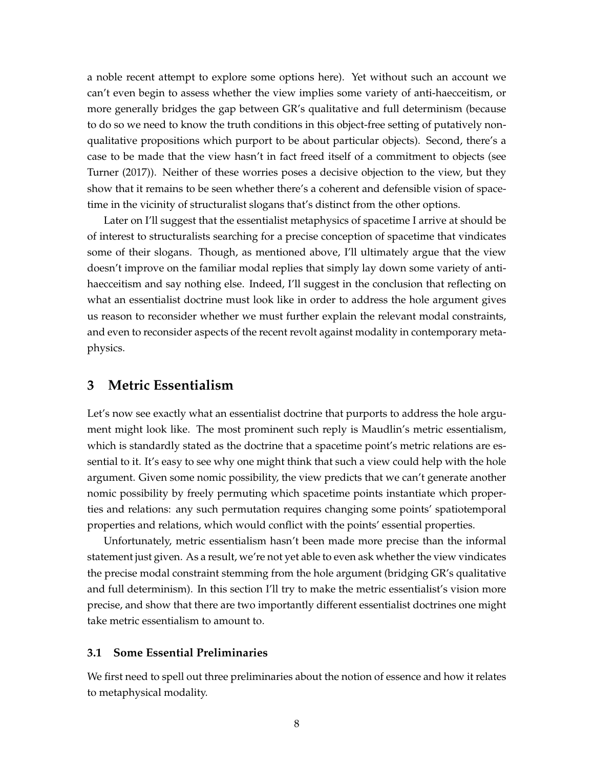a noble recent attempt to explore some options here). Yet without such an account we can't even begin to assess whether the view implies some variety of anti-haecceitism, or more generally bridges the gap between GR's qualitative and full determinism (because to do so we need to know the truth conditions in this object-free setting of putatively non-qualitative propositions which purport to be about particular objects). Second, there's a case to be made that the view hasn't in fact freed itself of a commitment to objects (see Turner (2017)). Neither of these worries poses a decisive objection to the view, but they show that it remains to be seen whether there's a coherent and defensible vision of spacetime in the vicinity of structuralist slogans that's distinct from the other options.

Later on I'll suggest that the essentialist metaphysics of spacetime I arrive at should be of interest to structuralists searching for a precise conception of spacetime that vindicates some of their slogans. Though, as mentioned above, I'll ultimately argue that the view doesn't improve on the familiar modal replies that simply lay down some variety of anti-haecceitism and say nothing else. Indeed, I'll suggest in the conclusion that reflecting on what an essentialist doctrine must look like in order to address the hole argument gives us reason to reconsider whether we must further explain the relevant modal constraints, and even to reconsider aspects of the recent revolt against modality in contemporary metaphysics.

## 3 Metric Essentialism

Let's now see exactly what an essentialist doctrine that purports to address the hole argument might look like. The most prominent such reply is Maudlin's metric essentialism, which is standardly stated as the doctrine that a spacetime point's metric relations are essential to it. It's easy to see why one might think that such a view could help with the hole argument. Given some nomic possibility, the view predicts that we can't generate another nomic possibility by freely permuting which spacetime points instantiate which properties and relations: any such permutation requires changing some points' spatiotemporal properties and relations, which would conflict with the points' essential properties.

Unfortunately, metric essentialism hasn't been made more precise than the informal statement just given. As a result, we're not yet able to even ask whether the view vindicates the precise modal constraint stemming from the hole argument (bridging GR's qualitative and full determinism). In this section I'll try to make the metric essentialist's vision more precise, and show that there are two importantly different essentialist doctrines one might take metric essentialism to amount to.

### 3.1 Some Essential Preliminaries

We first need to spell out three preliminaries about the notion of essence and how it relates to metaphysical modality.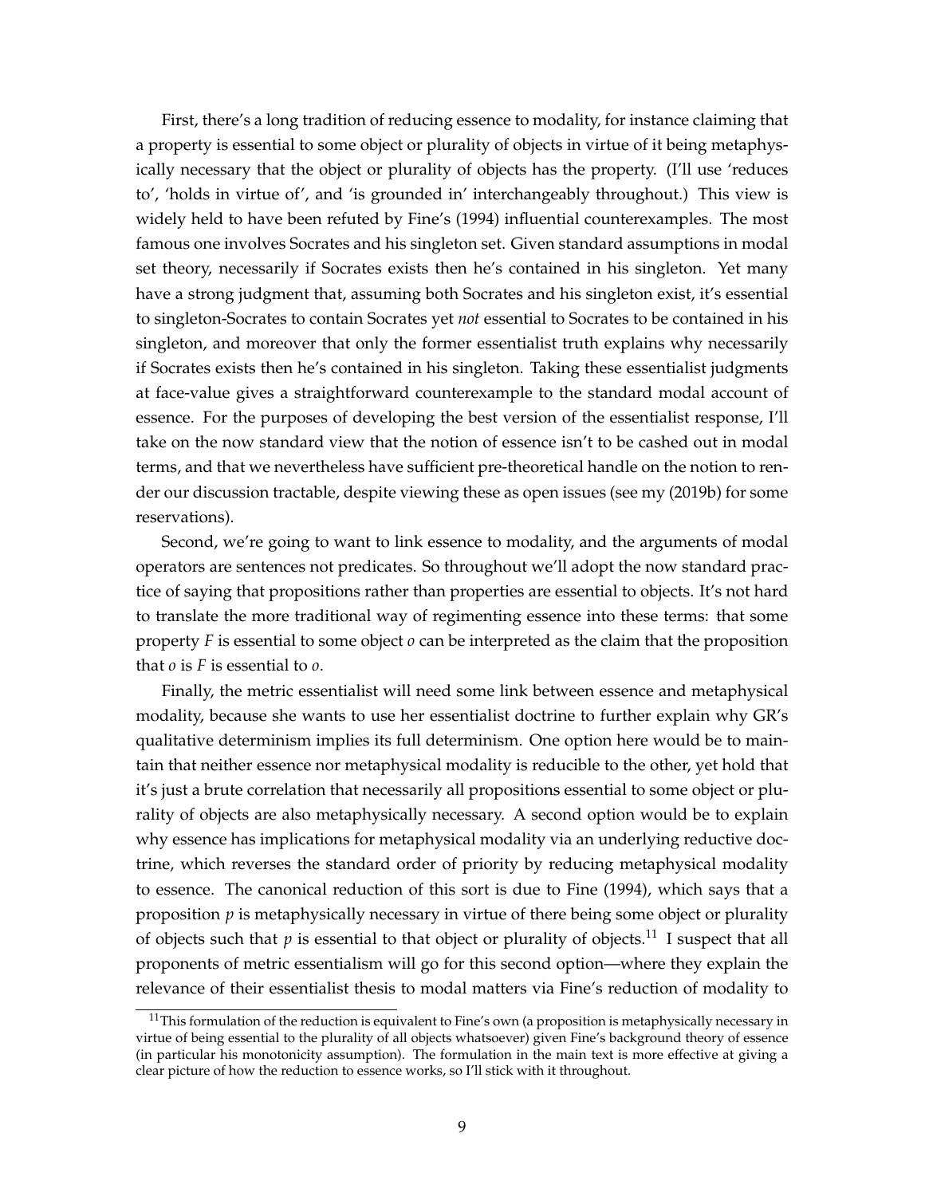First, there's a long tradition of reducing essence to modality, for instance claiming that a property is essential to some object or plurality of objects in virtue of it being metaphysically necessary that the object or plurality of objects has the property. (I'll use 'reduces to', 'holds in virtue of', and 'is grounded in' interchangeably throughout.) This view is widely held to have been refuted by Fine's (1994) influential counterexamples. The most famous one involves Socrates and his singleton set. Given standard assumptions in modal set theory, necessarily if Socrates exists then he's contained in his singleton. Yet many have a strong judgment that, assuming both Socrates and his singleton exist, it's essential to singleton-Socrates to contain Socrates yet *not* essential to Socrates to be contained in his singleton, and moreover that only the former essentialist truth explains why necessarily if Socrates exists then he's contained in his singleton. Taking these essentialist judgments at face-value gives a straightforward counterexample to the standard modal account of essence. For the purposes of developing the best version of the essentialist response, I'll take on the now standard view that the notion of essence isn't to be cashed out in modal terms, and that we nevertheless have sufficient pre-theoretical handle on the notion to render our discussion tractable, despite viewing these as open issues (see my (2019b) for some reservations).

Second, we're going to want to link essence to modality, and the arguments of modal operators are sentences not predicates. So throughout we'll adopt the now standard practice of saying that propositions rather than properties are essential to objects. It's not hard to translate the more traditional way of regimenting essence into these terms: that some property $F$ is essential to some object $o$ can be interpreted as the claim that the proposition that $o$ is $F$ is essential to $o$.

Finally, the metric essentialist will need some link between essence and metaphysical modality, because she wants to use her essentialist doctrine to further explain why GR's qualitative determinism implies its full determinism. One option here would be to maintain that neither essence nor metaphysical modality is reducible to the other, yet hold that it's just a brute correlation that necessarily all propositions essential to some object or plurality of objects are also metaphysically necessary. A second option would be to explain why essence has implications for metaphysical modality via an underlying reductive doctrine, which reverses the standard order of priority by reducing metaphysical modality to essence. The canonical reduction of this sort is due to Fine (1994), which says that a proposition $p$ is metaphysically necessary in virtue of there being some object or plurality of objects such that $p$ is essential to that object or plurality of objects.[11] I suspect that all proponents of metric essentialism will go for this second option—where they explain the relevance of their essentialist thesis to modal matters via Fine's reduction of modality to

[11] This formulation of the reduction is equivalent to Fine's own (a proposition is metaphysically necessary in virtue of being essential to the plurality of all objects whatsoever) given Fine's background theory of essence (in particular his monotonicity assumption). The formulation in the main text is more effective at giving a clear picture of how the reduction to essence works, so I'll stick with it throughout.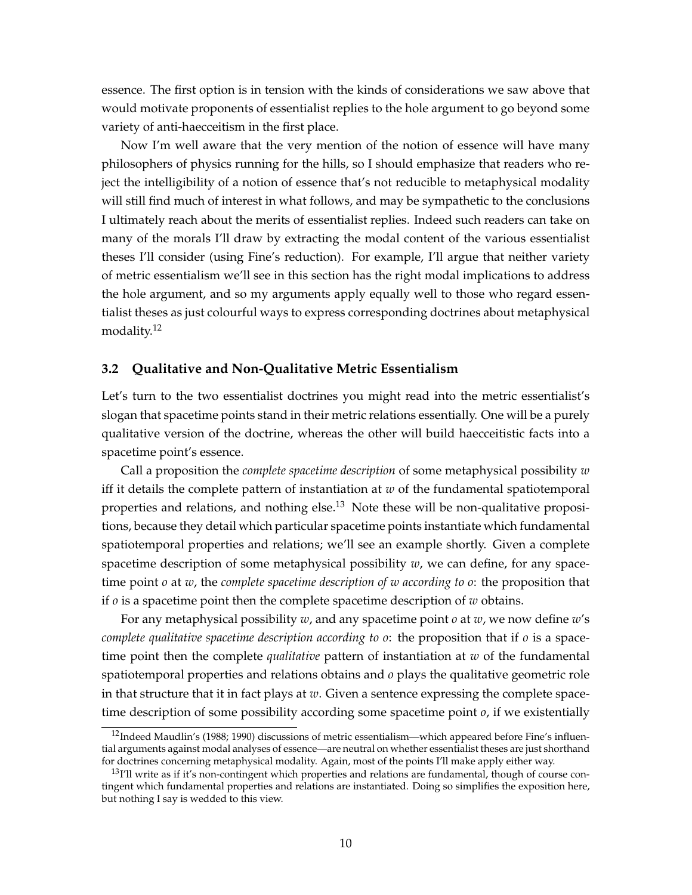essence. The first option is in tension with the kinds of considerations we saw above that would motivate proponents of essentialist replies to the hole argument to go beyond some variety of anti-haecceitism in the first place.

Now I'm well aware that the very mention of the notion of essence will have many philosophers of physics running for the hills, so I should emphasize that readers who reject the intelligibility of a notion of essence that's not reducible to metaphysical modality will still find much of interest in what follows, and may be sympathetic to the conclusions I ultimately reach about the merits of essentialist replies. Indeed such readers can take on many of the morals I'll draw by extracting the modal content of the various essentialist theses I'll consider (using Fine's reduction). For example, I'll argue that neither variety of metric essentialism we'll see in this section has the right modal implications to address the hole argument, and so my arguments apply equally well to those who regard essentialist theses as just colourful ways to express corresponding doctrines about metaphysical modality.[12]

### 3.2 Qualitative and Non-Qualitative Metric Essentialism

Let's turn to the two essentialist doctrines you might read into the metric essentialist's slogan that spacetime points stand in their metric relations essentially. One will be a purely qualitative version of the doctrine, whereas the other will build haecceitistic facts into a spacetime point's essence.

Call a proposition the *complete spacetime description* of some metaphysical possibility $w$ iff it details the complete pattern of instantiation at $w$ of the fundamental spatiotemporal properties and relations, and nothing else.[13] Note these will be non-qualitative propositions, because they detail which particular spacetime points instantiate which fundamental spatiotemporal properties and relations; we'll see an example shortly. Given a complete spacetime description of some metaphysical possibility $w$, we can define, for any spacetime point $o$ at $w$, the *complete spacetime description of $w$ according to $o$*: the proposition that if $o$ is a spacetime point then the complete spacetime description of $w$ obtains.

For any metaphysical possibility $w$, and any spacetime point $o$ at $w$, we now define $w$'s *complete qualitative spacetime description according to $o$*: the proposition that if $o$ is a spacetime point then the complete *qualitative* pattern of instantiation at $w$ of the fundamental spatiotemporal properties and relations obtains and $o$ plays the qualitative geometric role in that structure that it in fact plays at $w$. Given a sentence expressing the complete spacetime description of some possibility according some spacetime point $o$, if we existentially

---

[12] Indeed Maudlin's (1988; 1990) discussions of metric essentialism—which appeared before Fine's influential arguments against modal analyses of essence—are neutral on whether essentialist theses are just shorthand for doctrines concerning metaphysical modality. Again, most of the points I'll make apply either way.

[13] I'll write as if it's non-contingent which properties and relations are fundamental, though of course contingent which fundamental properties and relations are instantiated. Doing so simplifies the exposition here, but nothing I say is wedded to this view.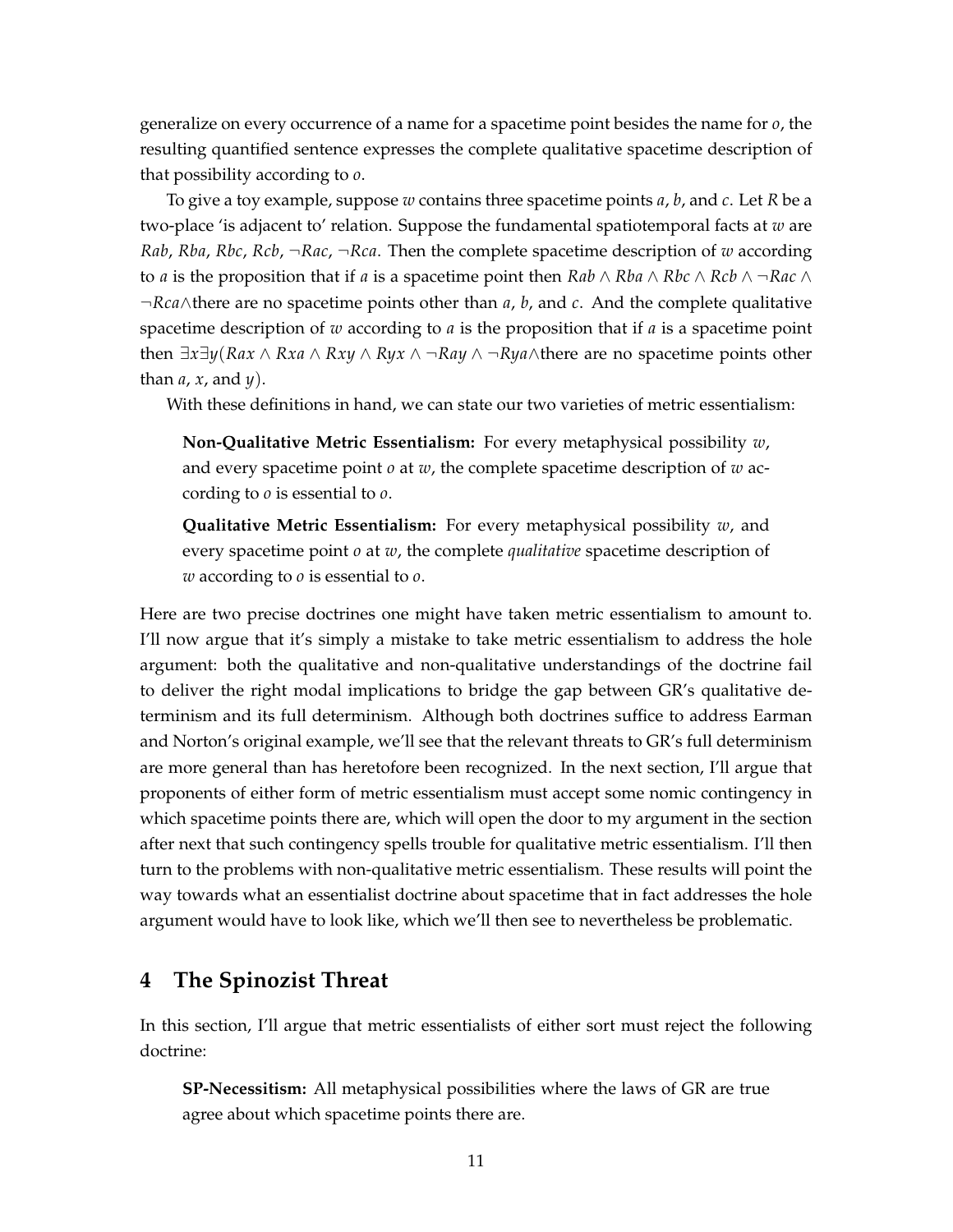generalize on every occurrence of a name for a spacetime point besides the name for $o$, the resulting quantified sentence expresses the complete qualitative spacetime description of that possibility according to $o$.

To give a toy example, suppose $w$ contains three spacetime points $a$, $b$, and $c$. Let $R$ be a two-place 'is adjacent to' relation. Suppose the fundamental spatiotemporal facts at $w$ are $Rab$, $Rba$, $Rbc$, $Rcb$, $\neg Rac$, $\neg Rca$. Then the complete spacetime description of $w$ according to $a$ is the proposition that if $a$ is a spacetime point then $Rab \wedge Rba \wedge Rbc \wedge Rcb \wedge \neg Rac \wedge \neg Rca \wedge$there are no spacetime points other than $a$, $b$, and $c$. And the complete qualitative spacetime description of $w$ according to $a$ is the proposition that if $a$ is a spacetime point then $\exists x \exists y(Rax \wedge Rxa \wedge Rxy \wedge Ryx \wedge \neg Ray \wedge \neg Rya \wedge$there are no spacetime points other than $a$, $x$, and $y$).

With these definitions in hand, we can state our two varieties of metric essentialism:

> **Non-Qualitative Metric Essentialism:** For every metaphysical possibility $w$, and every spacetime point $o$ at $w$, the complete spacetime description of $w$ according to $o$ is essential to $o$.
>
> **Qualitative Metric Essentialism:** For every metaphysical possibility $w$, and every spacetime point $o$ at $w$, the complete *qualitative* spacetime description of $w$ according to $o$ is essential to $o$.

Here are two precise doctrines one might have taken metric essentialism to amount to. I'll now argue that it's simply a mistake to take metric essentialism to address the hole argument: both the qualitative and non-qualitative understandings of the doctrine fail to deliver the right modal implications to bridge the gap between GR's qualitative determinism and its full determinism. Although both doctrines suffice to address Earman and Norton's original example, we'll see that the relevant threats to GR's full determinism are more general than has heretofore been recognized. In the next section, I'll argue that proponents of either form of metric essentialism must accept some nomic contingency in which spacetime points there are, which will open the door to my argument in the section after next that such contingency spells trouble for qualitative metric essentialism. I'll then turn to the problems with non-qualitative metric essentialism. These results will point the way towards what an essentialist doctrine about spacetime that in fact addresses the hole argument would have to look like, which we'll then see to nevertheless be problematic.

## 4 The Spinozist Threat

In this section, I'll argue that metric essentialists of either sort must reject the following doctrine:

> **SP-Necessitism:** All metaphysical possibilities where the laws of GR are true agree about which spacetime points there are.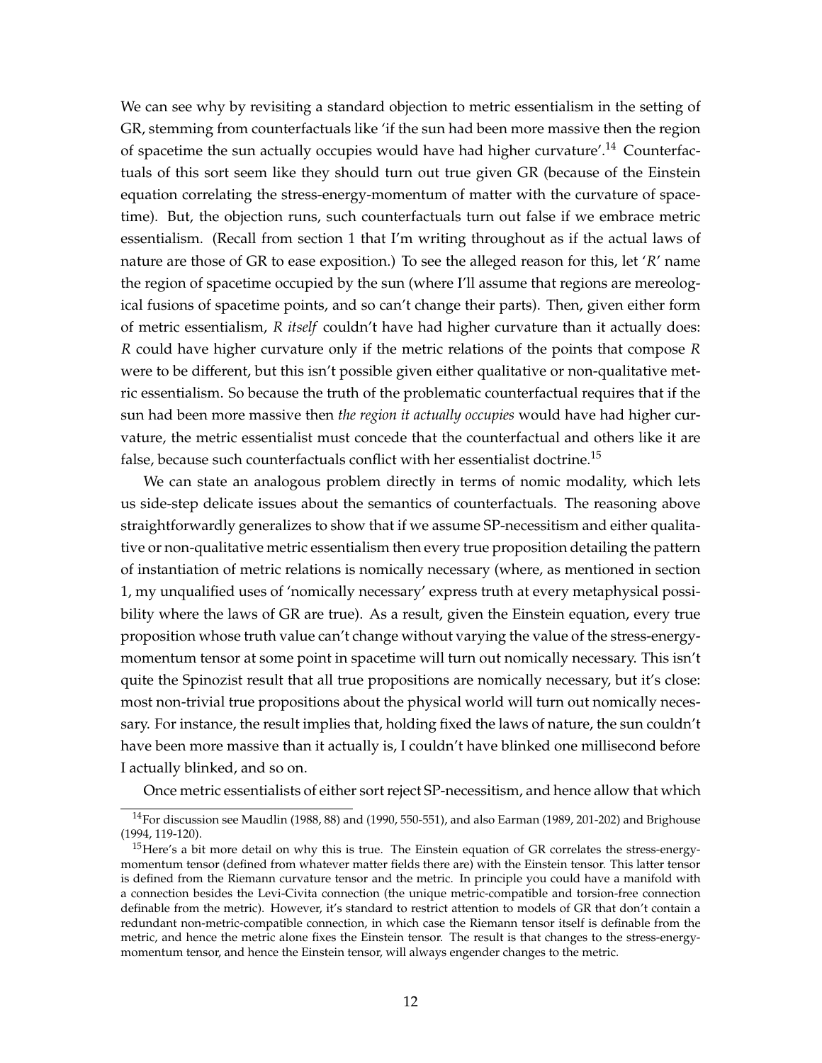We can see why by revisiting a standard objection to metric essentialism in the setting of GR, stemming from counterfactuals like 'if the sun had been more massive then the region of spacetime the sun actually occupies would have had higher curvature'.[14] Counterfactuals of this sort seem like they should turn out true given GR (because of the Einstein equation correlating the stress-energy-momentum of matter with the curvature of spacetime). But, the objection runs, such counterfactuals turn out false if we embrace metric essentialism. (Recall from section 1 that I'm writing throughout as if the actual laws of nature are those of GR to ease exposition.) To see the alleged reason for this, let '*R*' name the region of spacetime occupied by the sun (where I'll assume that regions are mereological fusions of spacetime points, and so can't change their parts). Then, given either form of metric essentialism, *R itself* couldn't have had higher curvature than it actually does: *R* could have higher curvature only if the metric relations of the points that compose *R* were to be different, but this isn't possible given either qualitative or non-qualitative metric essentialism. So because the truth of the problematic counterfactual requires that if the sun had been more massive then *the region it actually occupies* would have had higher curvature, the metric essentialist must concede that the counterfactual and others like it are false, because such counterfactuals conflict with her essentialist doctrine.[15]

We can state an analogous problem directly in terms of nomic modality, which lets us side-step delicate issues about the semantics of counterfactuals. The reasoning above straightforwardly generalizes to show that if we assume SP-necessitism and either qualitative or non-qualitative metric essentialism then every true proposition detailing the pattern of instantiation of metric relations is nomically necessary (where, as mentioned in section 1, my unqualified uses of 'nomically necessary' express truth at every metaphysical possibility where the laws of GR are true). As a result, given the Einstein equation, every true proposition whose truth value can't change without varying the value of the stress-energy-momentum tensor at some point in spacetime will turn out nomically necessary. This isn't quite the Spinozist result that all true propositions are nomically necessary, but it's close: most non-trivial true propositions about the physical world will turn out nomically necessary. For instance, the result implies that, holding fixed the laws of nature, the sun couldn't have been more massive than it actually is, I couldn't have blinked one millisecond before I actually blinked, and so on.

Once metric essentialists of either sort reject SP-necessitism, and hence allow that which

[14] For discussion see Maudlin (1988, 88) and (1990, 550-551), and also Earman (1989, 201-202) and Brighouse (1994, 119-120).

[15] Here's a bit more detail on why this is true. The Einstein equation of GR correlates the stress-energy-momentum tensor (defined from whatever matter fields there are) with the Einstein tensor. This latter tensor is defined from the Riemann curvature tensor and the metric. In principle you could have a manifold with a connection besides the Levi-Civita connection (the unique metric-compatible and torsion-free connection definable from the metric). However, it's standard to restrict attention to models of GR that don't contain a redundant non-metric-compatible connection, in which case the Riemann tensor itself is definable from the metric, and hence the metric alone fixes the Einstein tensor. The result is that changes to the stress-energy-momentum tensor, and hence the Einstein tensor, will always engender changes to the metric.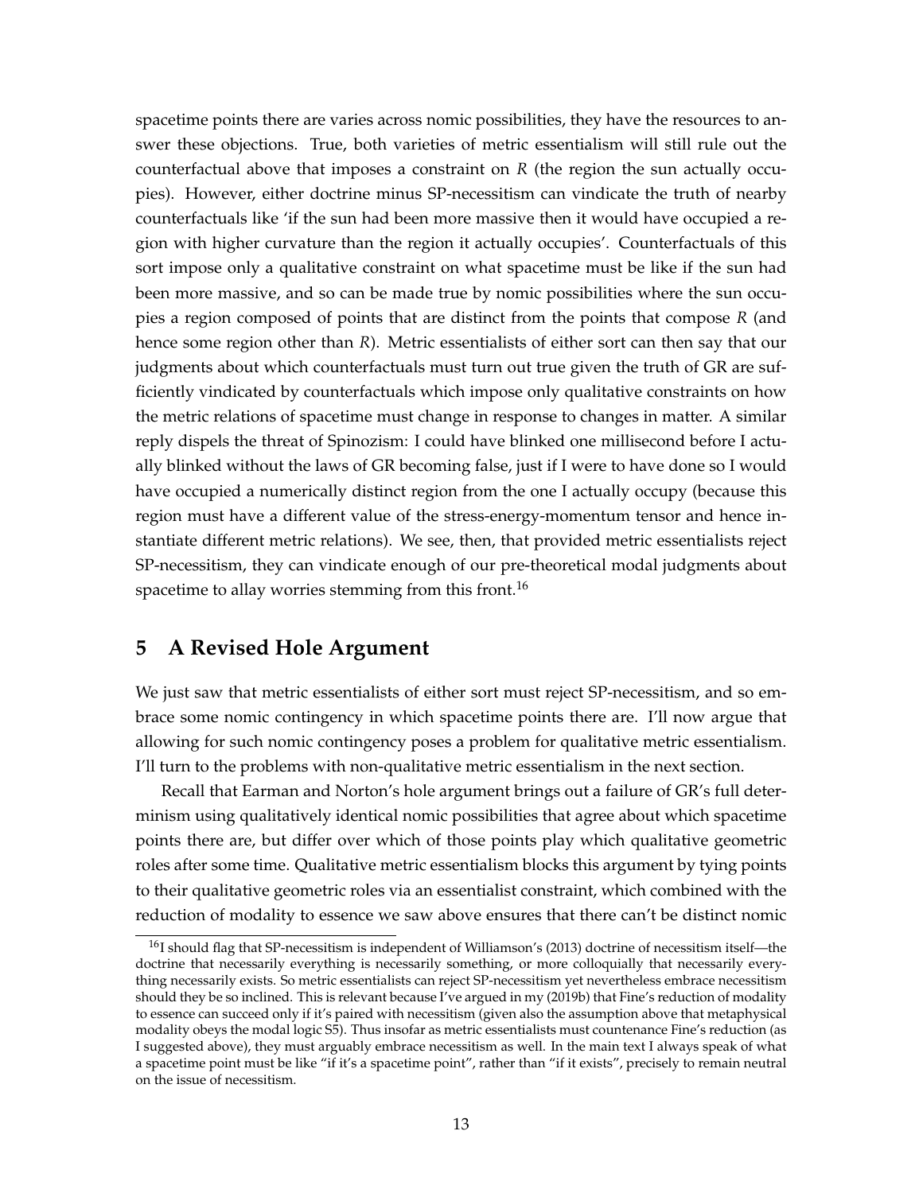spacetime points there are varies across nomic possibilities, they have the resources to answer these objections. True, both varieties of metric essentialism will still rule out the counterfactual above that imposes a constraint on $R$ (the region the sun actually occupies). However, either doctrine minus SP-necessitism can vindicate the truth of nearby counterfactuals like 'if the sun had been more massive then it would have occupied a region with higher curvature than the region it actually occupies'. Counterfactuals of this sort impose only a qualitative constraint on what spacetime must be like if the sun had been more massive, and so can be made true by nomic possibilities where the sun occupies a region composed of points that are distinct from the points that compose $R$ (and hence some region other than $R$). Metric essentialists of either sort can then say that our judgments about which counterfactuals must turn out true given the truth of GR are sufficiently vindicated by counterfactuals which impose only qualitative constraints on how the metric relations of spacetime must change in response to changes in matter. A similar reply dispels the threat of Spinozism: I could have blinked one millisecond before I actually blinked without the laws of GR becoming false, just if I were to have done so I would have occupied a numerically distinct region from the one I actually occupy (because this region must have a different value of the stress-energy-momentum tensor and hence instantiate different metric relations). We see, then, that provided metric essentialists reject SP-necessitism, they can vindicate enough of our pre-theoretical modal judgments about spacetime to allay worries stemming from this front.[16]

## 5 A Revised Hole Argument

We just saw that metric essentialists of either sort must reject SP-necessitism, and so embrace some nomic contingency in which spacetime points there are. I'll now argue that allowing for such nomic contingency poses a problem for qualitative metric essentialism. I'll turn to the problems with non-qualitative metric essentialism in the next section.

Recall that Earman and Norton's hole argument brings out a failure of GR's full determinism using qualitatively identical nomic possibilities that agree about which spacetime points there are, but differ over which of those points play which qualitative geometric roles after some time. Qualitative metric essentialism blocks this argument by tying points to their qualitative geometric roles via an essentialist constraint, which combined with the reduction of modality to essence we saw above ensures that there can't be distinct nomic

[16] I should flag that SP-necessitism is independent of Williamson's (2013) doctrine of necessitism itself—the doctrine that necessarily everything is necessarily something, or more colloquially that necessarily everything necessarily exists. So metric essentialists can reject SP-necessitism yet nevertheless embrace necessitism should they be so inclined. This is relevant because I've argued in my (2019b) that Fine's reduction of modality to essence can succeed only if it's paired with necessitism (given also the assumption above that metaphysical modality obeys the modal logic S5). Thus insofar as metric essentialists must countenance Fine's reduction (as I suggested above), they must arguably embrace necessitism as well. In the main text I always speak of what a spacetime point must be like "if it's a spacetime point", rather than "if it exists", precisely to remain neutral on the issue of necessitism.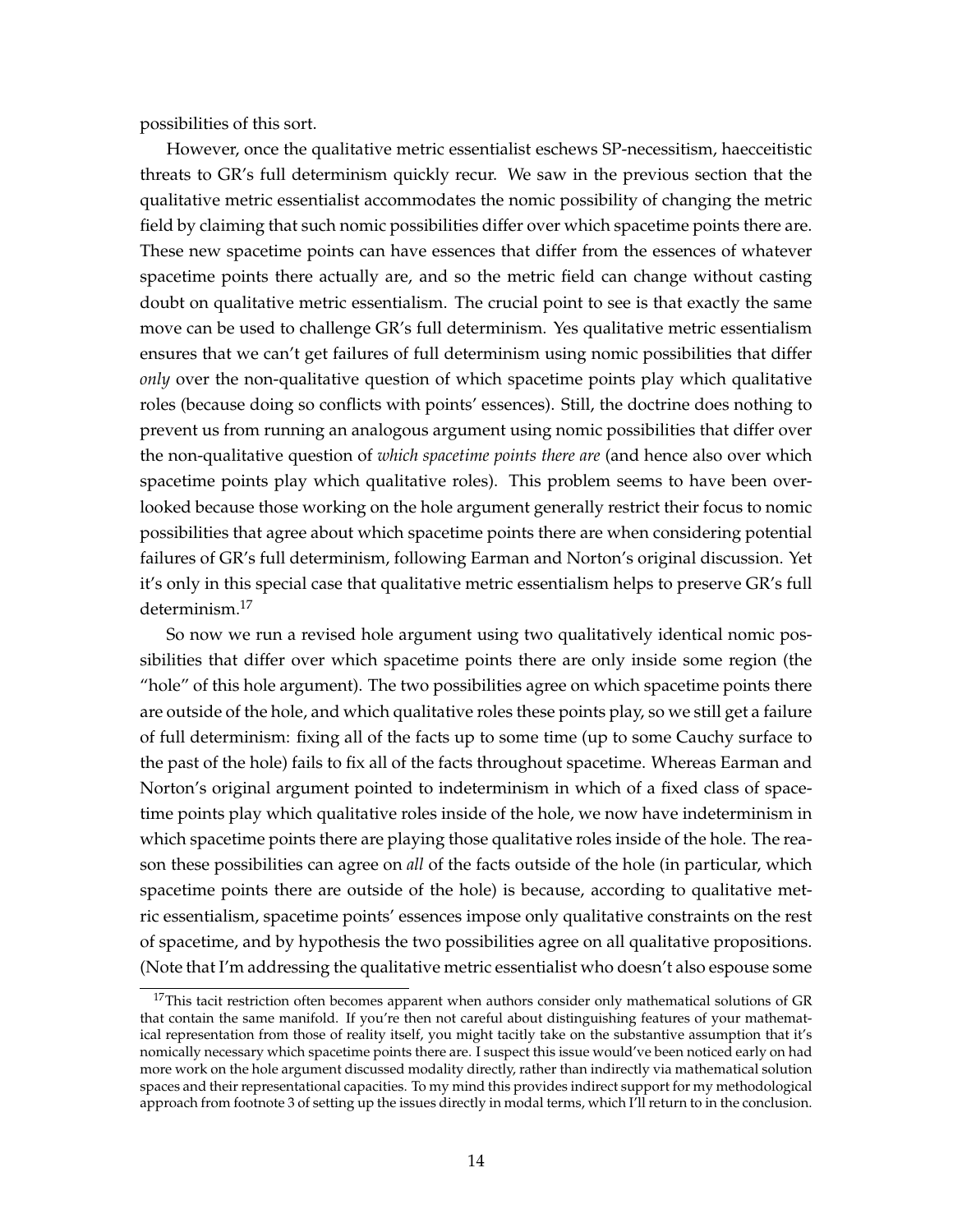possibilities of this sort.

However, once the qualitative metric essentialist eschews SP-necessitism, haecceitistic threats to GR's full determinism quickly recur. We saw in the previous section that the qualitative metric essentialist accommodates the nomic possibility of changing the metric field by claiming that such nomic possibilities differ over which spacetime points there are. These new spacetime points can have essences that differ from the essences of whatever spacetime points there actually are, and so the metric field can change without casting doubt on qualitative metric essentialism. The crucial point to see is that exactly the same move can be used to challenge GR's full determinism. Yes qualitative metric essentialism ensures that we can't get failures of full determinism using nomic possibilities that differ *only* over the non-qualitative question of which spacetime points play which qualitative roles (because doing so conflicts with points' essences). Still, the doctrine does nothing to prevent us from running an analogous argument using nomic possibilities that differ over the non-qualitative question of *which spacetime points there are* (and hence also over which spacetime points play which qualitative roles). This problem seems to have been overlooked because those working on the hole argument generally restrict their focus to nomic possibilities that agree about which spacetime points there are when considering potential failures of GR's full determinism, following Earman and Norton's original discussion. Yet it's only in this special case that qualitative metric essentialism helps to preserve GR's full determinism.[17]

So now we run a revised hole argument using two qualitatively identical nomic possibilities that differ over which spacetime points there are only inside some region (the "hole" of this hole argument). The two possibilities agree on which spacetime points there are outside of the hole, and which qualitative roles these points play, so we still get a failure of full determinism: fixing all of the facts up to some time (up to some Cauchy surface to the past of the hole) fails to fix all of the facts throughout spacetime. Whereas Earman and Norton's original argument pointed to indeterminism in which of a fixed class of spacetime points play which qualitative roles inside of the hole, we now have indeterminism in which spacetime points there are playing those qualitative roles inside of the hole. The reason these possibilities can agree on *all* of the facts outside of the hole (in particular, which spacetime points there are outside of the hole) is because, according to qualitative metric essentialism, spacetime points' essences impose only qualitative constraints on the rest of spacetime, and by hypothesis the two possibilities agree on all qualitative propositions. (Note that I'm addressing the qualitative metric essentialist who doesn't also espouse some

[17] This tacit restriction often becomes apparent when authors consider only mathematical solutions of GR that contain the same manifold. If you're then not careful about distinguishing features of your mathematical representation from those of reality itself, you might tacitly take on the substantive assumption that it's nomically necessary which spacetime points there are. I suspect this issue would've been noticed early on had more work on the hole argument discussed modality directly, rather than indirectly via mathematical solution spaces and their representational capacities. To my mind this provides indirect support for my methodological approach from footnote 3 of setting up the issues directly in modal terms, which I'll return to in the conclusion.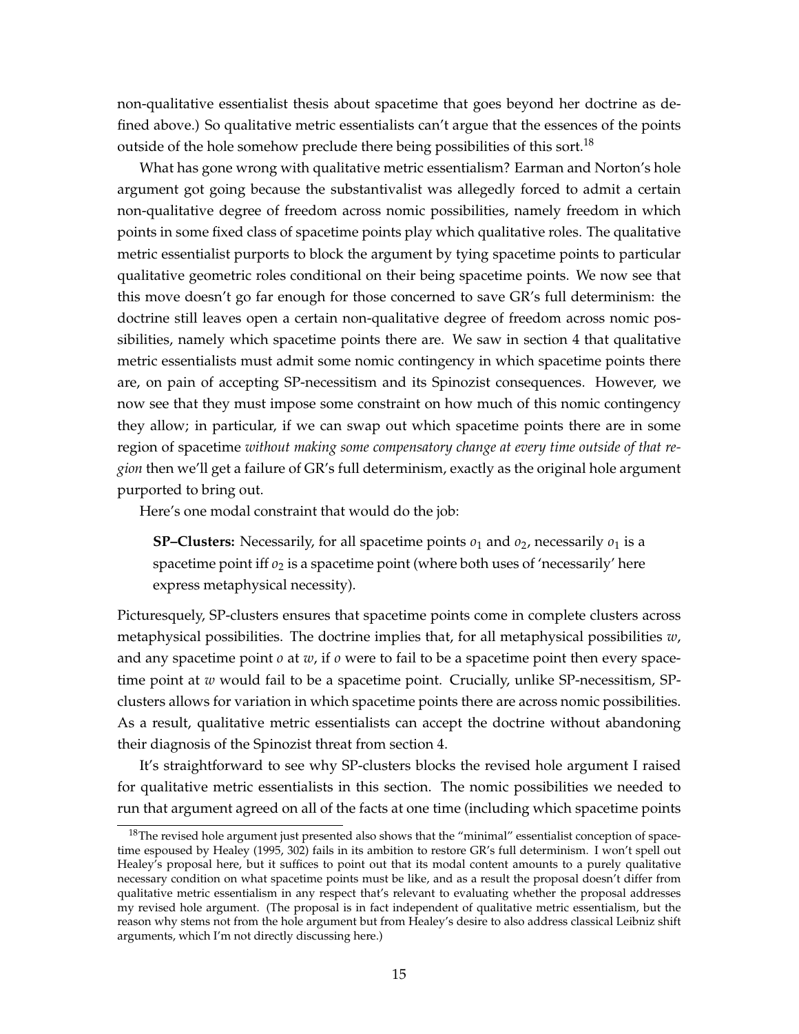non-qualitative essentialist thesis about spacetime that goes beyond her doctrine as defined above.) So qualitative metric essentialists can't argue that the essences of the points outside of the hole somehow preclude there being possibilities of this sort.[18]

What has gone wrong with qualitative metric essentialism? Earman and Norton's hole argument got going because the substantivalist was allegedly forced to admit a certain non-qualitative degree of freedom across nomic possibilities, namely freedom in which points in some fixed class of spacetime points play which qualitative roles. The qualitative metric essentialist purports to block the argument by tying spacetime points to particular qualitative geometric roles conditional on their being spacetime points. We now see that this move doesn't go far enough for those concerned to save GR's full determinism: the doctrine still leaves open a certain non-qualitative degree of freedom across nomic possibilities, namely which spacetime points there are. We saw in section 4 that qualitative metric essentialists must admit some nomic contingency in which spacetime points there are, on pain of accepting SP-necessitism and its Spinozist consequences. However, we now see that they must impose some constraint on how much of this nomic contingency they allow; in particular, if we can swap out which spacetime points there are in some region of spacetime *without making some compensatory change at every time outside of that region* then we'll get a failure of GR's full determinism, exactly as the original hole argument purported to bring out.

Here's one modal constraint that would do the job:

> **SP–Clusters:** Necessarily, for all spacetime points $o_1$ and $o_2$, necessarily $o_1$ is a spacetime point iff $o_2$ is a spacetime point (where both uses of 'necessarily' here express metaphysical necessity).

Picturesquely, SP-clusters ensures that spacetime points come in complete clusters across metaphysical possibilities. The doctrine implies that, for all metaphysical possibilities $w$, and any spacetime point $o$ at $w$, if $o$ were to fail to be a spacetime point then every spacetime point at $w$ would fail to be a spacetime point. Crucially, unlike SP-necessitism, SP-clusters allows for variation in which spacetime points there are across nomic possibilities. As a result, qualitative metric essentialists can accept the doctrine without abandoning their diagnosis of the Spinozist threat from section 4.

It's straightforward to see why SP-clusters blocks the revised hole argument I raised for qualitative metric essentialists in this section. The nomic possibilities we needed to run that argument agreed on all of the facts at one time (including which spacetime points

[18] The revised hole argument just presented also shows that the "minimal" essentialist conception of spacetime espoused by Healey (1995, 302) fails in its ambition to restore GR's full determinism. I won't spell out Healey's proposal here, but it suffices to point out that its modal content amounts to a purely qualitative necessary condition on what spacetime points must be like, and as a result the proposal doesn't differ from qualitative metric essentialism in any respect that's relevant to evaluating whether the proposal addresses my revised hole argument. (The proposal is in fact independent of qualitative metric essentialism, but the reason why stems not from the hole argument but from Healey's desire to also address classical Leibniz shift arguments, which I'm not directly discussing here.)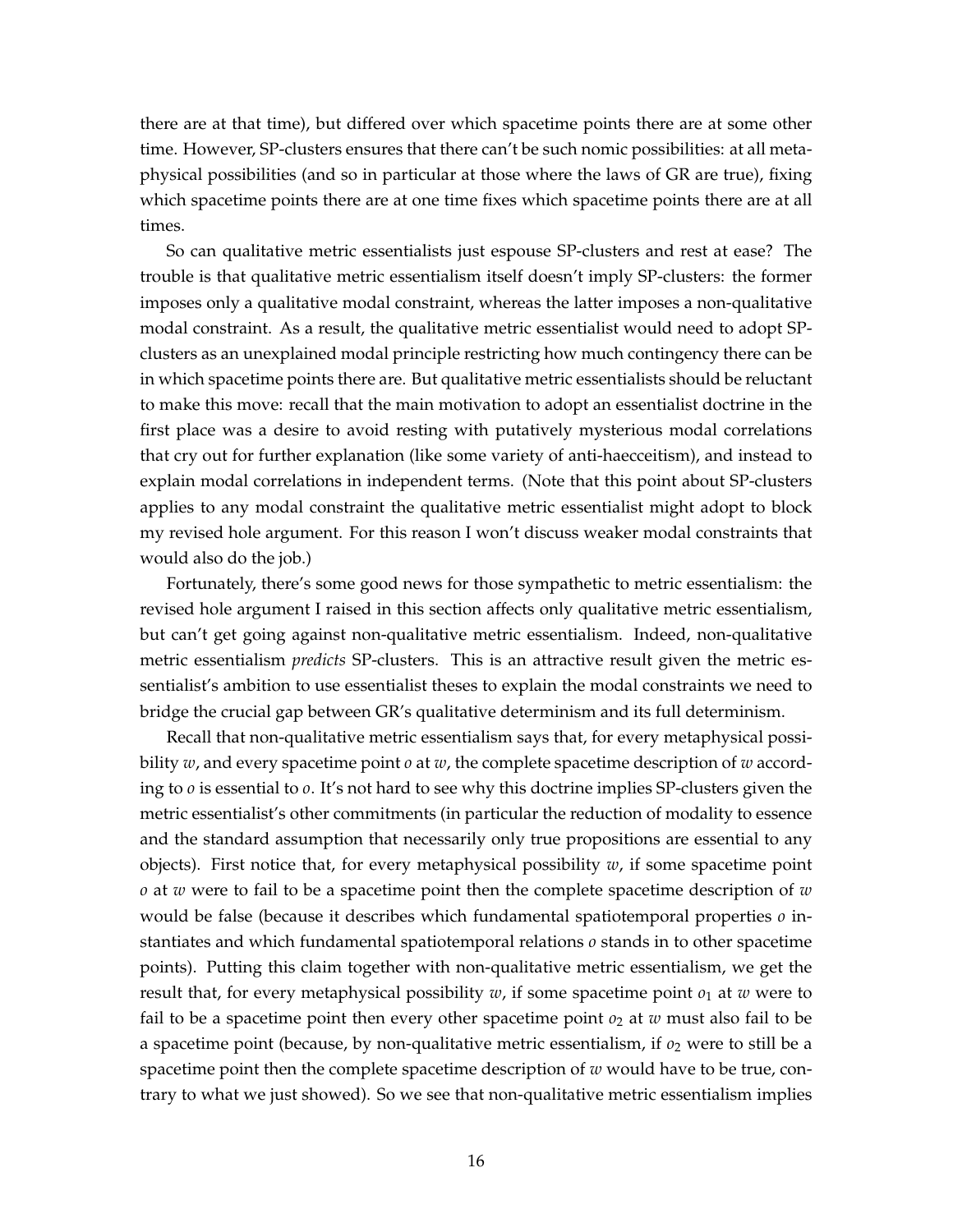there are at that time), but differed over which spacetime points there are at some other time. However, SP-clusters ensures that there can't be such nomic possibilities: at all metaphysical possibilities (and so in particular at those where the laws of GR are true), fixing which spacetime points there are at one time fixes which spacetime points there are at all times.

So can qualitative metric essentialists just espouse SP-clusters and rest at ease? The trouble is that qualitative metric essentialism itself doesn't imply SP-clusters: the former imposes only a qualitative modal constraint, whereas the latter imposes a non-qualitative modal constraint. As a result, the qualitative metric essentialist would need to adopt SP-clusters as an unexplained modal principle restricting how much contingency there can be in which spacetime points there are. But qualitative metric essentialists should be reluctant to make this move: recall that the main motivation to adopt an essentialist doctrine in the first place was a desire to avoid resting with putatively mysterious modal correlations that cry out for further explanation (like some variety of anti-haecceitism), and instead to explain modal correlations in independent terms. (Note that this point about SP-clusters applies to any modal constraint the qualitative metric essentialist might adopt to block my revised hole argument. For this reason I won't discuss weaker modal constraints that would also do the job.)

Fortunately, there's some good news for those sympathetic to metric essentialism: the revised hole argument I raised in this section affects only qualitative metric essentialism, but can't get going against non-qualitative metric essentialism. Indeed, non-qualitative metric essentialism *predicts* SP-clusters. This is an attractive result given the metric essentialist's ambition to use essentialist theses to explain the modal constraints we need to bridge the crucial gap between GR's qualitative determinism and its full determinism.

Recall that non-qualitative metric essentialism says that, for every metaphysical possibility $w$, and every spacetime point $o$ at $w$, the complete spacetime description of $w$ according to $o$ is essential to $o$. It's not hard to see why this doctrine implies SP-clusters given the metric essentialist's other commitments (in particular the reduction of modality to essence and the standard assumption that necessarily only true propositions are essential to any objects). First notice that, for every metaphysical possibility $w$, if some spacetime point $o$ at $w$ were to fail to be a spacetime point then the complete spacetime description of $w$ would be false (because it describes which fundamental spatiotemporal properties $o$ instantiates and which fundamental spatiotemporal relations $o$ stands in to other spacetime points). Putting this claim together with non-qualitative metric essentialism, we get the result that, for every metaphysical possibility $w$, if some spacetime point $o_1$ at $w$ were to fail to be a spacetime point then every other spacetime point $o_2$ at $w$ must also fail to be a spacetime point (because, by non-qualitative metric essentialism, if $o_2$ were to still be a spacetime point then the complete spacetime description of $w$ would have to be true, contrary to what we just showed). So we see that non-qualitative metric essentialism implies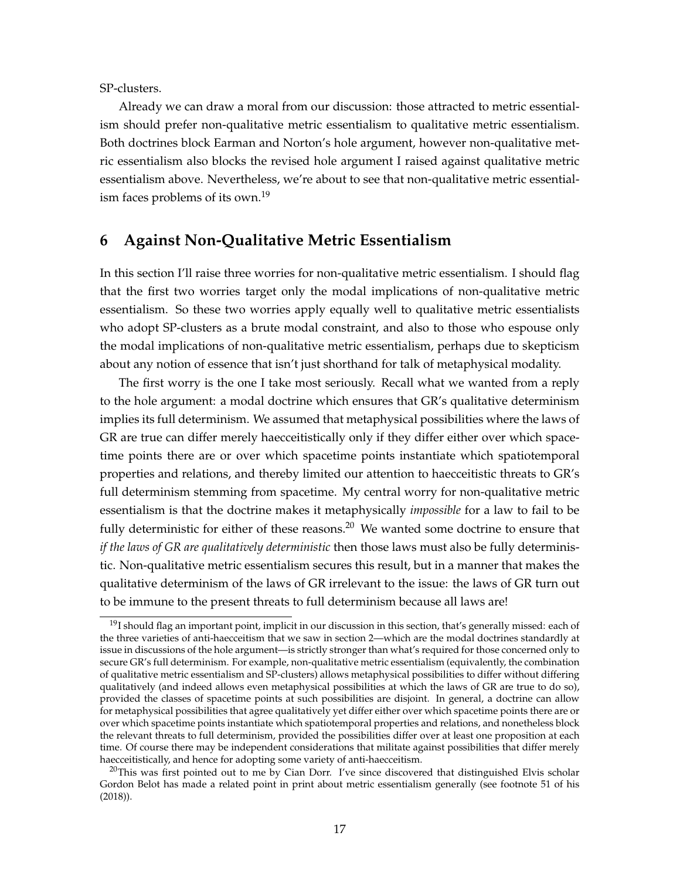SP-clusters.

Already we can draw a moral from our discussion: those attracted to metric essentialism should prefer non-qualitative metric essentialism to qualitative metric essentialism. Both doctrines block Earman and Norton's hole argument, however non-qualitative metric essentialism also blocks the revised hole argument I raised against qualitative metric essentialism above. Nevertheless, we're about to see that non-qualitative metric essentialism faces problems of its own.[19]

## 6 Against Non-Qualitative Metric Essentialism

In this section I'll raise three worries for non-qualitative metric essentialism. I should flag that the first two worries target only the modal implications of non-qualitative metric essentialism. So these two worries apply equally well to qualitative metric essentialists who adopt SP-clusters as a brute modal constraint, and also to those who espouse only the modal implications of non-qualitative metric essentialism, perhaps due to skepticism about any notion of essence that isn't just shorthand for talk of metaphysical modality.

The first worry is the one I take most seriously. Recall what we wanted from a reply to the hole argument: a modal doctrine which ensures that GR's qualitative determinism implies its full determinism. We assumed that metaphysical possibilities where the laws of GR are true can differ merely haecceitistically only if they differ either over which spacetime points there are or over which spacetime points instantiate which spatiotemporal properties and relations, and thereby limited our attention to haecceitistic threats to GR's full determinism stemming from spacetime. My central worry for non-qualitative metric essentialism is that the doctrine makes it metaphysically *impossible* for a law to fail to be fully deterministic for either of these reasons.[20] We wanted some doctrine to ensure that *if the laws of GR are qualitatively deterministic* then those laws must also be fully deterministic. Non-qualitative metric essentialism secures this result, but in a manner that makes the qualitative determinism of the laws of GR irrelevant to the issue: the laws of GR turn out to be immune to the present threats to full determinism because all laws are!

[19] I should flag an important point, implicit in our discussion in this section, that's generally missed: each of the three varieties of anti-haecceitism that we saw in section 2—which are the modal doctrines standardly at issue in discussions of the hole argument—is strictly stronger than what's required for those concerned only to secure GR's full determinism. For example, non-qualitative metric essentialism (equivalently, the combination of qualitative metric essentialism and SP-clusters) allows metaphysical possibilities to differ without differing qualitatively (and indeed allows even metaphysical possibilities at which the laws of GR are true to do so), provided the classes of spacetime points at such possibilities are disjoint. In general, a doctrine can allow for metaphysical possibilities that agree qualitatively yet differ either over which spacetime points there are or over which spacetime points instantiate which spatiotemporal properties and relations, and nonetheless block the relevant threats to full determinism, provided the possibilities differ over at least one proposition at each time. Of course there may be independent considerations that militate against possibilities that differ merely haecceitistically, and hence for adopting some variety of anti-haecceitism.

[20] This was first pointed out to me by Cian Dorr. I've since discovered that distinguished Elvis scholar Gordon Belot has made a related point in print about metric essentialism generally (see footnote 51 of his (2018)).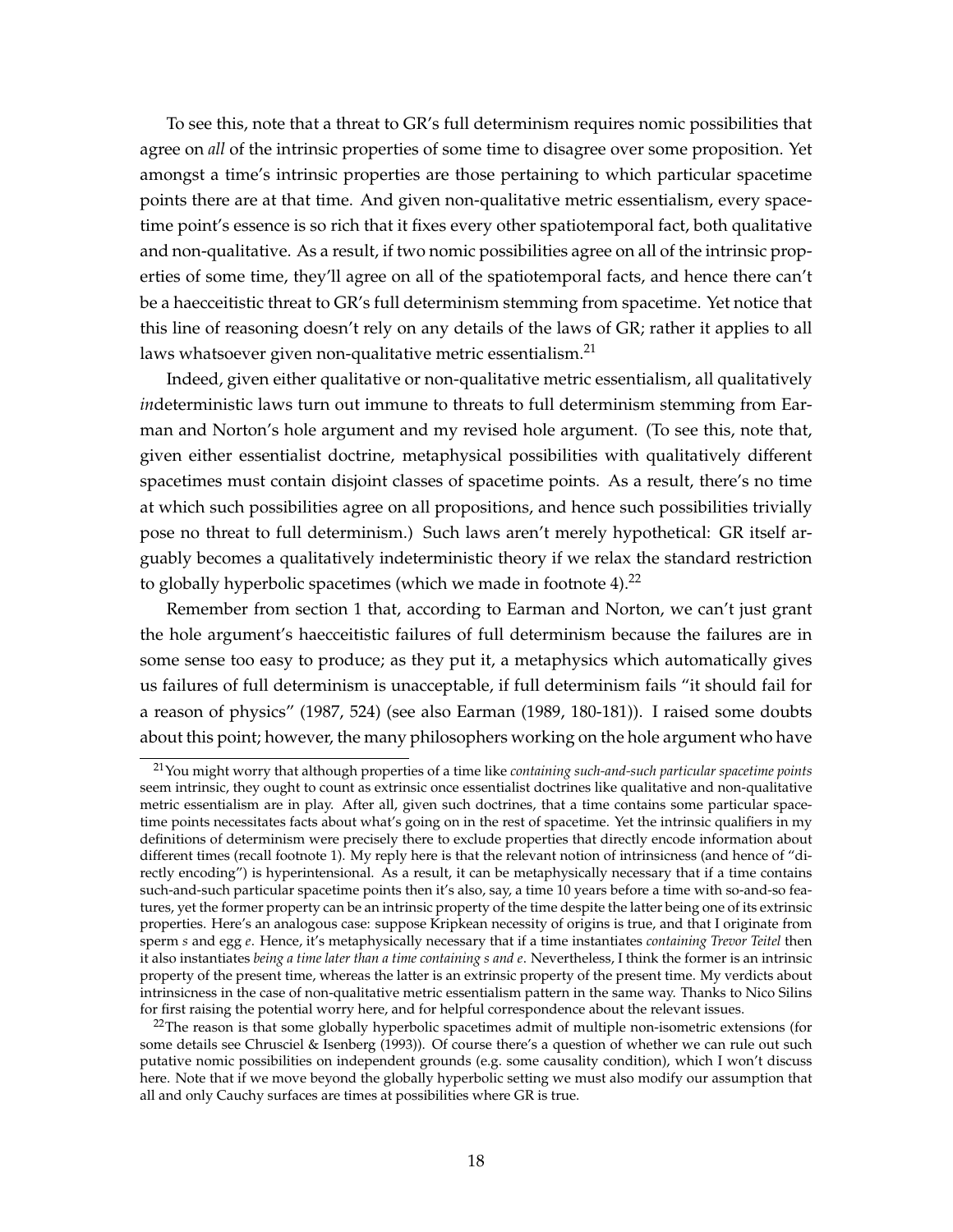To see this, note that a threat to GR's full determinism requires nomic possibilities that agree on *all* of the intrinsic properties of some time to disagree over some proposition. Yet amongst a time's intrinsic properties are those pertaining to which particular spacetime points there are at that time. And given non-qualitative metric essentialism, every spacetime point's essence is so rich that it fixes every other spatiotemporal fact, both qualitative and non-qualitative. As a result, if two nomic possibilities agree on all of the intrinsic properties of some time, they'll agree on all of the spatiotemporal facts, and hence there can't be a haecceitistic threat to GR's full determinism stemming from spacetime. Yet notice that this line of reasoning doesn't rely on any details of the laws of GR; rather it applies to all laws whatsoever given non-qualitative metric essentialism.[21]

Indeed, given either qualitative or non-qualitative metric essentialism, all qualitatively *in*deterministic laws turn out immune to threats to full determinism stemming from Earman and Norton's hole argument and my revised hole argument. (To see this, note that, given either essentialist doctrine, metaphysical possibilities with qualitatively different spacetimes must contain disjoint classes of spacetime points. As a result, there's no time at which such possibilities agree on all propositions, and hence such possibilities trivially pose no threat to full determinism.) Such laws aren't merely hypothetical: GR itself arguably becomes a qualitatively indeterministic theory if we relax the standard restriction to globally hyperbolic spacetimes (which we made in footnote 4).[22]

Remember from section 1 that, according to Earman and Norton, we can't just grant the hole argument's haecceitistic failures of full determinism because the failures are in some sense too easy to produce; as they put it, a metaphysics which automatically gives us failures of full determinism is unacceptable, if full determinism fails "it should fail for a reason of physics" (1987, 524) (see also Earman (1989, 180-181)). I raised some doubts about this point; however, the many philosophers working on the hole argument who have

[21] You might worry that although properties of a time like *containing such-and-such particular spacetime points* seem intrinsic, they ought to count as extrinsic once essentialist doctrines like qualitative and non-qualitative metric essentialism are in play. After all, given such doctrines, that a time contains some particular spacetime points necessitates facts about what's going on in the rest of spacetime. Yet the intrinsic qualifiers in my definitions of determinism were precisely there to exclude properties that directly encode information about different times (recall footnote 1). My reply here is that the relevant notion of intrinsicness (and hence of "directly encoding") is hyperintensional. As a result, it can be metaphysically necessary that if a time contains such-and-such particular spacetime points then it's also, say, a time 10 years before a time with so-and-so features, yet the former property can be an intrinsic property of the time despite the latter being one of its extrinsic properties. Here's an analogous case: suppose Kripkean necessity of origins is true, and that I originate from sperm *s* and egg *e*. Hence, it's metaphysically necessary that if a time instantiates *containing Trevor Teitel* then it also instantiates *being a time later than a time containing s and e*. Nevertheless, I think the former is an intrinsic property of the present time, whereas the latter is an extrinsic property of the present time. My verdicts about intrinsicness in the case of non-qualitative metric essentialism pattern in the same way. Thanks to Nico Silins for first raising the potential worry here, and for helpful correspondence about the relevant issues.

[22] The reason is that some globally hyperbolic spacetimes admit of multiple non-isometric extensions (for some details see Chrusciel & Isenberg (1993)). Of course there's a question of whether we can rule out such putative nomic possibilities on independent grounds (e.g. some causality condition), which I won't discuss here. Note that if we move beyond the globally hyperbolic setting we must also modify our assumption that all and only Cauchy surfaces are times at possibilities where GR is true.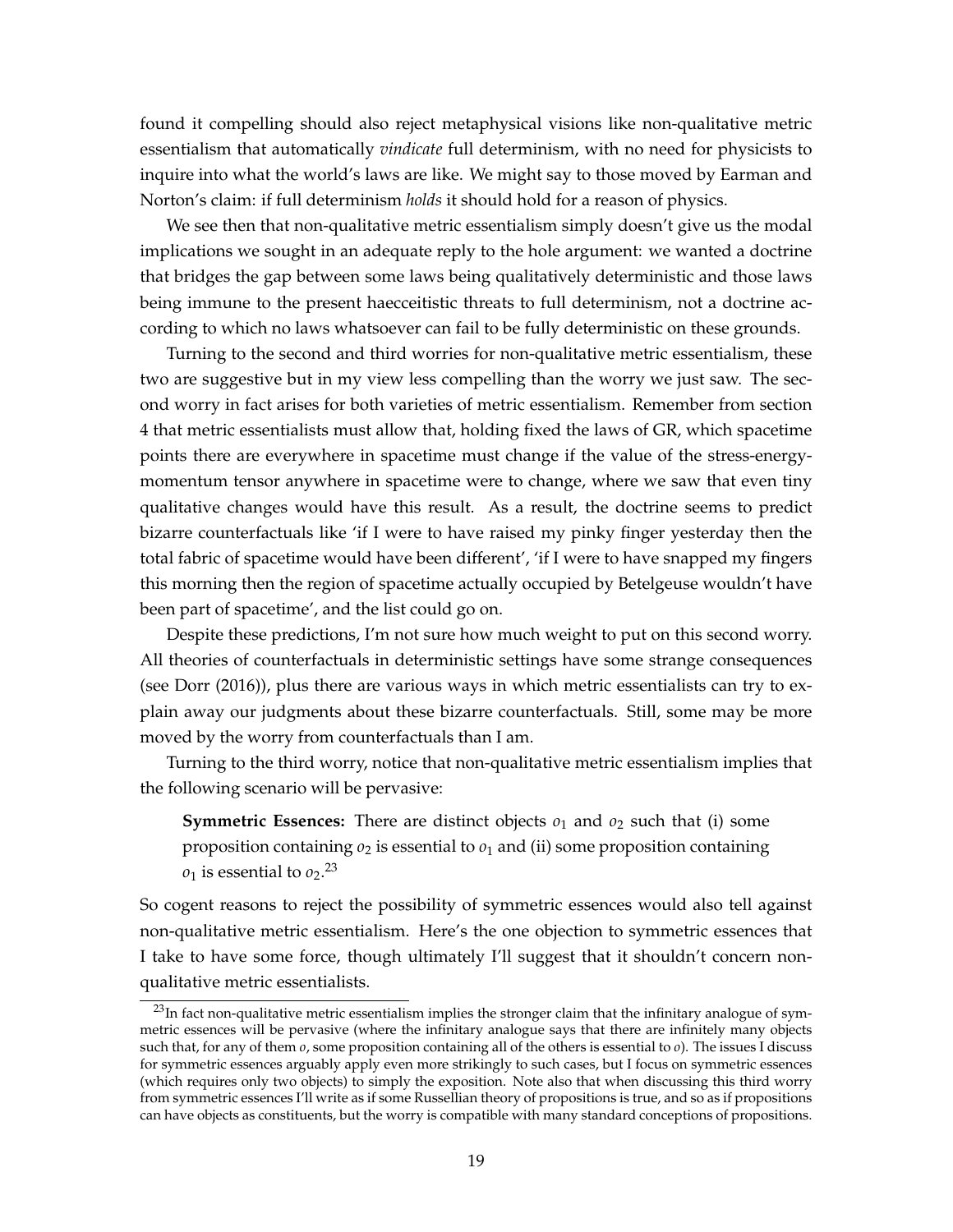found it compelling should also reject metaphysical visions like non-qualitative metric essentialism that automatically *vindicate* full determinism, with no need for physicists to inquire into what the world's laws are like. We might say to those moved by Earman and Norton's claim: if full determinism *holds* it should hold for a reason of physics.

We see then that non-qualitative metric essentialism simply doesn't give us the modal implications we sought in an adequate reply to the hole argument: we wanted a doctrine that bridges the gap between some laws being qualitatively deterministic and those laws being immune to the present haecceitistic threats to full determinism, not a doctrine according to which no laws whatsoever can fail to be fully deterministic on these grounds.

Turning to the second and third worries for non-qualitative metric essentialism, these two are suggestive but in my view less compelling than the worry we just saw. The second worry in fact arises for both varieties of metric essentialism. Remember from section 4 that metric essentialists must allow that, holding fixed the laws of GR, which spacetime points there are everywhere in spacetime must change if the value of the stress-energy-momentum tensor anywhere in spacetime were to change, where we saw that even tiny qualitative changes would have this result. As a result, the doctrine seems to predict bizarre counterfactuals like 'if I were to have raised my pinky finger yesterday then the total fabric of spacetime would have been different', 'if I were to have snapped my fingers this morning then the region of spacetime actually occupied by Betelgeuse wouldn't have been part of spacetime', and the list could go on.

Despite these predictions, I'm not sure how much weight to put on this second worry. All theories of counterfactuals in deterministic settings have some strange consequences (see Dorr (2016)), plus there are various ways in which metric essentialists can try to explain away our judgments about these bizarre counterfactuals. Still, some may be more moved by the worry from counterfactuals than I am.

Turning to the third worry, notice that non-qualitative metric essentialism implies that the following scenario will be pervasive:

> **Symmetric Essences:** There are distinct objects $o_1$ and $o_2$ such that (i) some proposition containing $o_2$ is essential to $o_1$ and (ii) some proposition containing $o_1$ is essential to $o_2$.[23]

So cogent reasons to reject the possibility of symmetric essences would also tell against non-qualitative metric essentialism. Here's the one objection to symmetric essences that I take to have some force, though ultimately I'll suggest that it shouldn't concern non-qualitative metric essentialists.

[23] In fact non-qualitative metric essentialism implies the stronger claim that the infinitary analogue of symmetric essences will be pervasive (where the infinitary analogue says that there are infinitely many objects such that, for any of them $o$, some proposition containing all of the others is essential to $o$). The issues I discuss for symmetric essences arguably apply even more strikingly to such cases, but I focus on symmetric essences (which requires only two objects) to simply the exposition. Note also that when discussing this third worry from symmetric essences I'll write as if some Russellian theory of propositions is true, and so as if propositions can have objects as constituents, but the worry is compatible with many standard conceptions of propositions.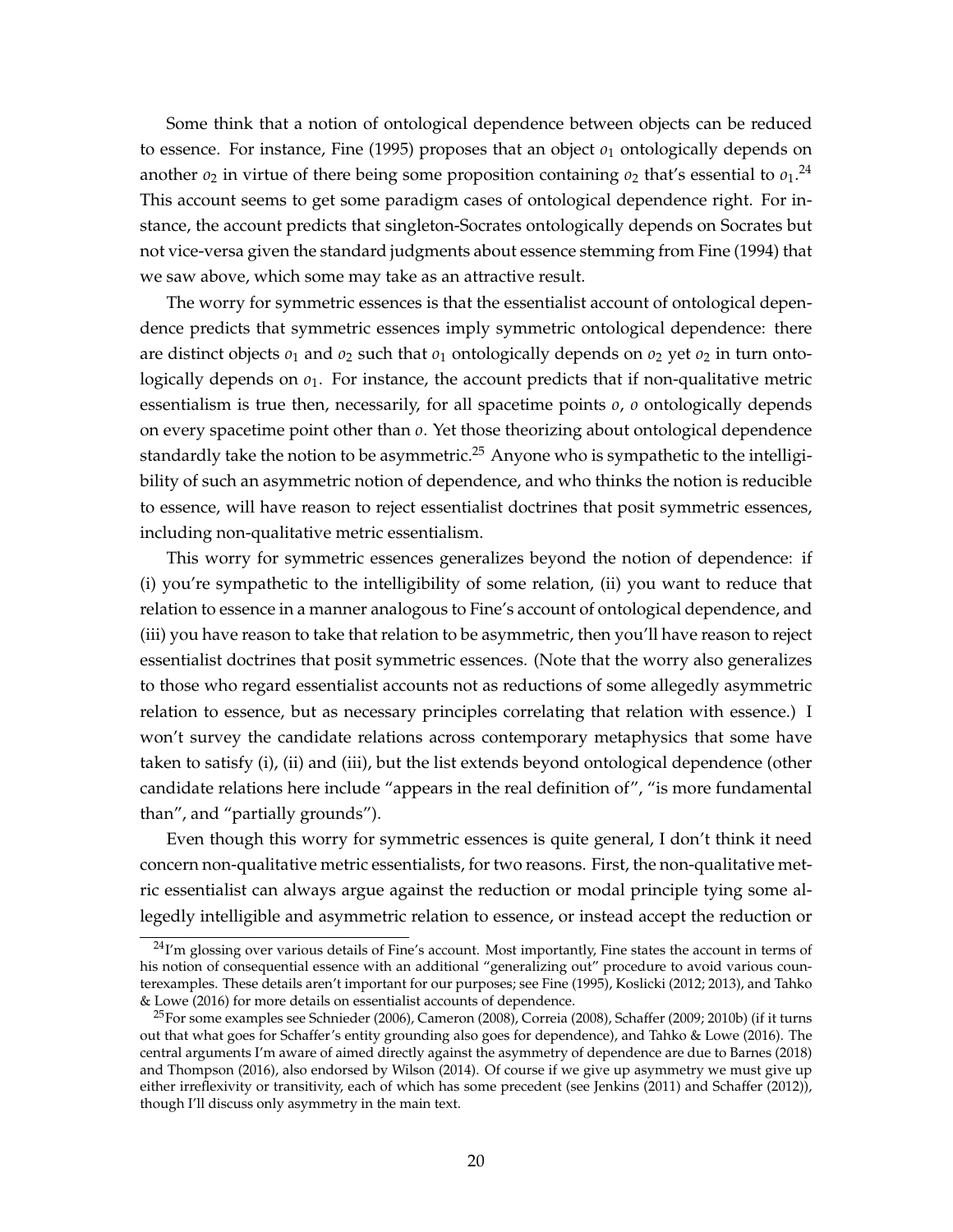Some think that a notion of ontological dependence between objects can be reduced to essence. For instance, Fine (1995) proposes that an object $o_1$ ontologically depends on another $o_2$ in virtue of there being some proposition containing $o_2$ that's essential to $o_1$.[24] This account seems to get some paradigm cases of ontological dependence right. For instance, the account predicts that singleton-Socrates ontologically depends on Socrates but not vice-versa given the standard judgments about essence stemming from Fine (1994) that we saw above, which some may take as an attractive result.

The worry for symmetric essences is that the essentialist account of ontological dependence predicts that symmetric essences imply symmetric ontological dependence: there are distinct objects $o_1$ and $o_2$ such that $o_1$ ontologically depends on $o_2$ yet $o_2$ in turn ontologically depends on $o_1$. For instance, the account predicts that if non-qualitative metric essentialism is true then, necessarily, for all spacetime points $o$, $o$ ontologically depends on every spacetime point other than $o$. Yet those theorizing about ontological dependence standardly take the notion to be asymmetric.[25] Anyone who is sympathetic to the intelligibility of such an asymmetric notion of dependence, and who thinks the notion is reducible to essence, will have reason to reject essentialist doctrines that posit symmetric essences, including non-qualitative metric essentialism.

This worry for symmetric essences generalizes beyond the notion of dependence: if (i) you're sympathetic to the intelligibility of some relation, (ii) you want to reduce that relation to essence in a manner analogous to Fine's account of ontological dependence, and (iii) you have reason to take that relation to be asymmetric, then you'll have reason to reject essentialist doctrines that posit symmetric essences. (Note that the worry also generalizes to those who regard essentialist accounts not as reductions of some allegedly asymmetric relation to essence, but as necessary principles correlating that relation with essence.) I won't survey the candidate relations across contemporary metaphysics that some have taken to satisfy (i), (ii) and (iii), but the list extends beyond ontological dependence (other candidate relations here include "appears in the real definition of", "is more fundamental than", and "partially grounds").

Even though this worry for symmetric essences is quite general, I don't think it need concern non-qualitative metric essentialists, for two reasons. First, the non-qualitative metric essentialist can always argue against the reduction or modal principle tying some allegedly intelligible and asymmetric relation to essence, or instead accept the reduction or

[24] I'm glossing over various details of Fine's account. Most importantly, Fine states the account in terms of his notion of consequential essence with an additional "generalizing out" procedure to avoid various counterexamples. These details aren't important for our purposes; see Fine (1995), Koslicki (2012; 2013), and Tahko & Lowe (2016) for more details on essentialist accounts of dependence.

[25] For some examples see Schnieder (2006), Cameron (2008), Correia (2008), Schaffer (2009; 2010b) (if it turns out that what goes for Schaffer's entity grounding also goes for dependence), and Tahko & Lowe (2016). The central arguments I'm aware of aimed directly against the asymmetry of dependence are due to Barnes (2018) and Thompson (2016), also endorsed by Wilson (2014). Of course if we give up asymmetry we must give up either irreflexivity or transitivity, each of which has some precedent (see Jenkins (2011) and Schaffer (2012)), though I'll discuss only asymmetry in the main text.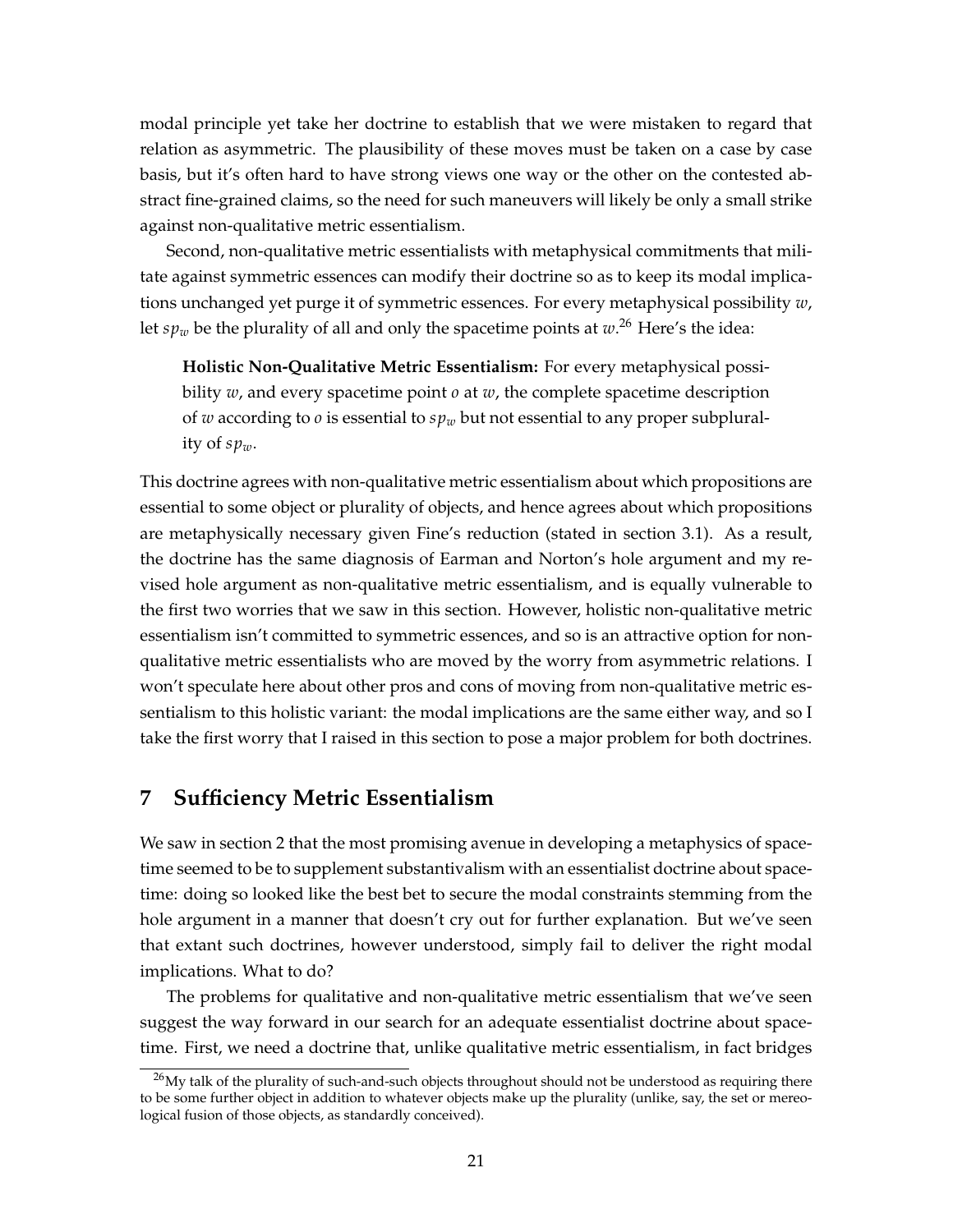modal principle yet take her doctrine to establish that we were mistaken to regard that relation as asymmetric. The plausibility of these moves must be taken on a case by case basis, but it's often hard to have strong views one way or the other on the contested abstract fine-grained claims, so the need for such maneuvers will likely be only a small strike against non-qualitative metric essentialism.

Second, non-qualitative metric essentialists with metaphysical commitments that militate against symmetric essences can modify their doctrine so as to keep its modal implications unchanged yet purge it of symmetric essences. For every metaphysical possibility $w$, let $sp_w$ be the plurality of all and only the spacetime points at $w$.[26] Here's the idea:

> **Holistic Non-Qualitative Metric Essentialism:** For every metaphysical possibility $w$, and every spacetime point $o$ at $w$, the complete spacetime description of $w$ according to $o$ is essential to $sp_w$ but not essential to any proper subplurality of $sp_w$.

This doctrine agrees with non-qualitative metric essentialism about which propositions are essential to some object or plurality of objects, and hence agrees about which propositions are metaphysically necessary given Fine's reduction (stated in section 3.1). As a result, the doctrine has the same diagnosis of Earman and Norton's hole argument and my revised hole argument as non-qualitative metric essentialism, and is equally vulnerable to the first two worries that we saw in this section. However, holistic non-qualitative metric essentialism isn't committed to symmetric essences, and so is an attractive option for non-qualitative metric essentialists who are moved by the worry from asymmetric relations. I won't speculate here about other pros and cons of moving from non-qualitative metric essentialism to this holistic variant: the modal implications are the same either way, and so I take the first worry that I raised in this section to pose a major problem for both doctrines.

## 7 Sufficiency Metric Essentialism

We saw in section 2 that the most promising avenue in developing a metaphysics of spacetime seemed to be to supplement substantivalism with an essentialist doctrine about spacetime: doing so looked like the best bet to secure the modal constraints stemming from the hole argument in a manner that doesn't cry out for further explanation. But we've seen that extant such doctrines, however understood, simply fail to deliver the right modal implications. What to do?

The problems for qualitative and non-qualitative metric essentialism that we've seen suggest the way forward in our search for an adequate essentialist doctrine about spacetime. First, we need a doctrine that, unlike qualitative metric essentialism, in fact bridges

[26] My talk of the plurality of such-and-such objects throughout should not be understood as requiring there to be some further object in addition to whatever objects make up the plurality (unlike, say, the set or mereological fusion of those objects, as standardly conceived).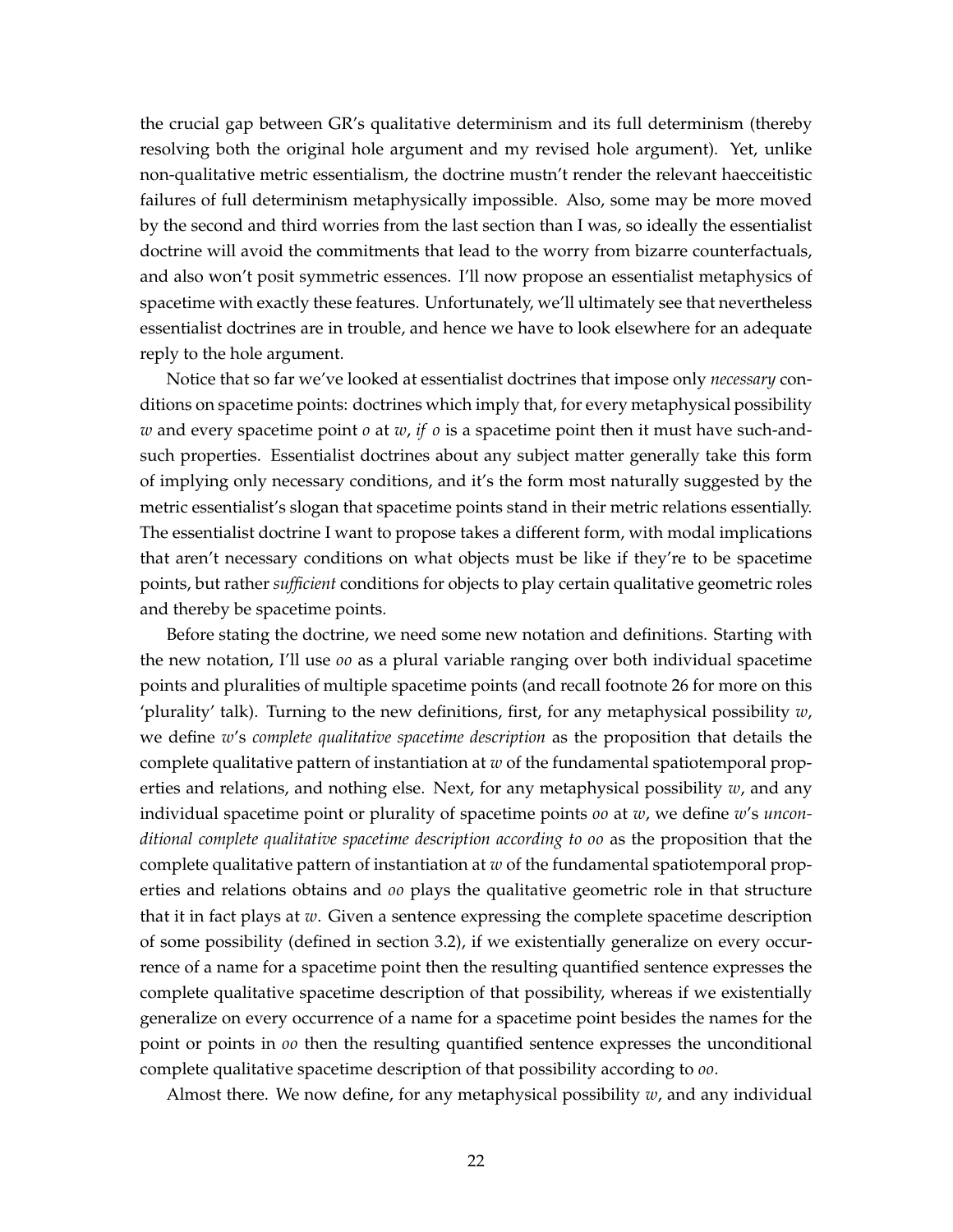the crucial gap between GR's qualitative determinism and its full determinism (thereby resolving both the original hole argument and my revised hole argument). Yet, unlike non-qualitative metric essentialism, the doctrine mustn't render the relevant haecceitistic failures of full determinism metaphysically impossible. Also, some may be more moved by the second and third worries from the last section than I was, so ideally the essentialist doctrine will avoid the commitments that lead to the worry from bizarre counterfactuals, and also won't posit symmetric essences. I'll now propose an essentialist metaphysics of spacetime with exactly these features. Unfortunately, we'll ultimately see that nevertheless essentialist doctrines are in trouble, and hence we have to look elsewhere for an adequate reply to the hole argument.

Notice that so far we've looked at essentialist doctrines that impose only *necessary* conditions on spacetime points: doctrines which imply that, for every metaphysical possibility $w$ and every spacetime point $o$ at $w$, *if* $o$ is a spacetime point then it must have such-and-such properties. Essentialist doctrines about any subject matter generally take this form of implying only necessary conditions, and it's the form most naturally suggested by the metric essentialist's slogan that spacetime points stand in their metric relations essentially. The essentialist doctrine I want to propose takes a different form, with modal implications that aren't necessary conditions on what objects must be like if they're to be spacetime points, but rather *sufficient* conditions for objects to play certain qualitative geometric roles and thereby be spacetime points.

Before stating the doctrine, we need some new notation and definitions. Starting with the new notation, I'll use $oo$ as a plural variable ranging over both individual spacetime points and pluralities of multiple spacetime points (and recall footnote 26 for more on this 'plurality' talk). Turning to the new definitions, first, for any metaphysical possibility $w$, we define $w$'s *complete qualitative spacetime description* as the proposition that details the complete qualitative pattern of instantiation at $w$ of the fundamental spatiotemporal properties and relations, and nothing else. Next, for any metaphysical possibility $w$, and any individual spacetime point or plurality of spacetime points $oo$ at $w$, we define $w$'s *unconditional complete qualitative spacetime description according to $oo$* as the proposition that the complete qualitative pattern of instantiation at $w$ of the fundamental spatiotemporal properties and relations obtains and $oo$ plays the qualitative geometric role in that structure that it in fact plays at $w$. Given a sentence expressing the complete spacetime description of some possibility (defined in section 3.2), if we existentially generalize on every occurrence of a name for a spacetime point then the resulting quantified sentence expresses the complete qualitative spacetime description of that possibility, whereas if we existentially generalize on every occurrence of a name for a spacetime point besides the names for the point or points in $oo$ then the resulting quantified sentence expresses the unconditional complete qualitative spacetime description of that possibility according to $oo$.

Almost there. We now define, for any metaphysical possibility $w$, and any individual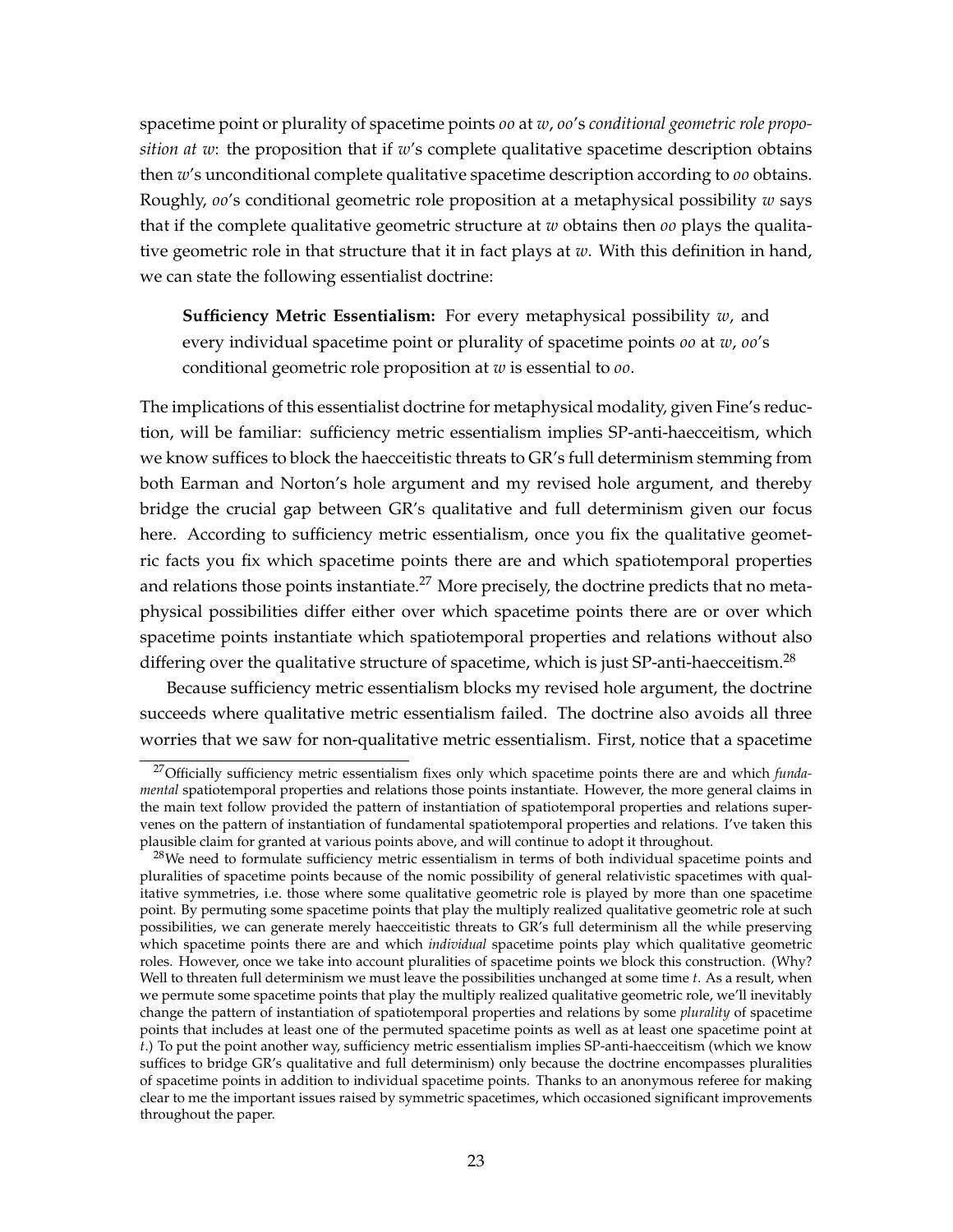spacetime point or plurality of spacetime points *oo* at *w*, *oo*'s *conditional geometric role proposition at w*: the proposition that if *w*'s complete qualitative spacetime description obtains then *w*'s unconditional complete qualitative spacetime description according to *oo* obtains. Roughly, *oo*'s conditional geometric role proposition at a metaphysical possibility *w* says that if the complete qualitative geometric structure at *w* obtains then *oo* plays the qualitative geometric role in that structure that it in fact plays at *w*. With this definition in hand, we can state the following essentialist doctrine:

> **Sufficiency Metric Essentialism:** For every metaphysical possibility *w*, and every individual spacetime point or plurality of spacetime points *oo* at *w*, *oo*'s conditional geometric role proposition at *w* is essential to *oo*.

The implications of this essentialist doctrine for metaphysical modality, given Fine's reduction, will be familiar: sufficiency metric essentialism implies SP-anti-haecceitism, which we know suffices to block the haecceitistic threats to GR's full determinism stemming from both Earman and Norton's hole argument and my revised hole argument, and thereby bridge the crucial gap between GR's qualitative and full determinism given our focus here. According to sufficiency metric essentialism, once you fix the qualitative geometric facts you fix which spacetime points there are and which spatiotemporal properties and relations those points instantiate.[27] More precisely, the doctrine predicts that no metaphysical possibilities differ either over which spacetime points there are or over which spacetime points instantiate which spatiotemporal properties and relations without also differing over the qualitative structure of spacetime, which is just SP-anti-haecceitism.[28]

Because sufficiency metric essentialism blocks my revised hole argument, the doctrine succeeds where qualitative metric essentialism failed. The doctrine also avoids all three worries that we saw for non-qualitative metric essentialism. First, notice that a spacetime

[27] Officially sufficiency metric essentialism fixes only which spacetime points there are and which *fundamental* spatiotemporal properties and relations those points instantiate. However, the more general claims in the main text follow provided the pattern of instantiation of spatiotemporal properties and relations supervenes on the pattern of instantiation of fundamental spatiotemporal properties and relations. I've taken this plausible claim for granted at various points above, and will continue to adopt it throughout.

[28] We need to formulate sufficiency metric essentialism in terms of both individual spacetime points and pluralities of spacetime points because of the nomic possibility of general relativistic spacetimes with qualitative symmetries, i.e. those where some qualitative geometric role is played by more than one spacetime point. By permuting some spacetime points that play the multiply realized qualitative geometric role at such possibilities, we can generate merely haecceitistic threats to GR's full determinism all the while preserving which spacetime points there are and which *individual* spacetime points play which qualitative geometric roles. However, once we take into account pluralities of spacetime points we block this construction. (Why? Well to threaten full determinism we must leave the possibilities unchanged at some time *t*. As a result, when we permute some spacetime points that play the multiply realized qualitative geometric role, we'll inevitably change the pattern of instantiation of spatiotemporal properties and relations by some *plurality* of spacetime points that includes at least one of the permuted spacetime points as well as at least one spacetime point at *t*.) To put the point another way, sufficiency metric essentialism implies SP-anti-haecceitism (which we know suffices to bridge GR's qualitative and full determinism) only because the doctrine encompasses pluralities of spacetime points in addition to individual spacetime points. Thanks to an anonymous referee for making clear to me the important issues raised by symmetric spacetimes, which occasioned significant improvements throughout the paper.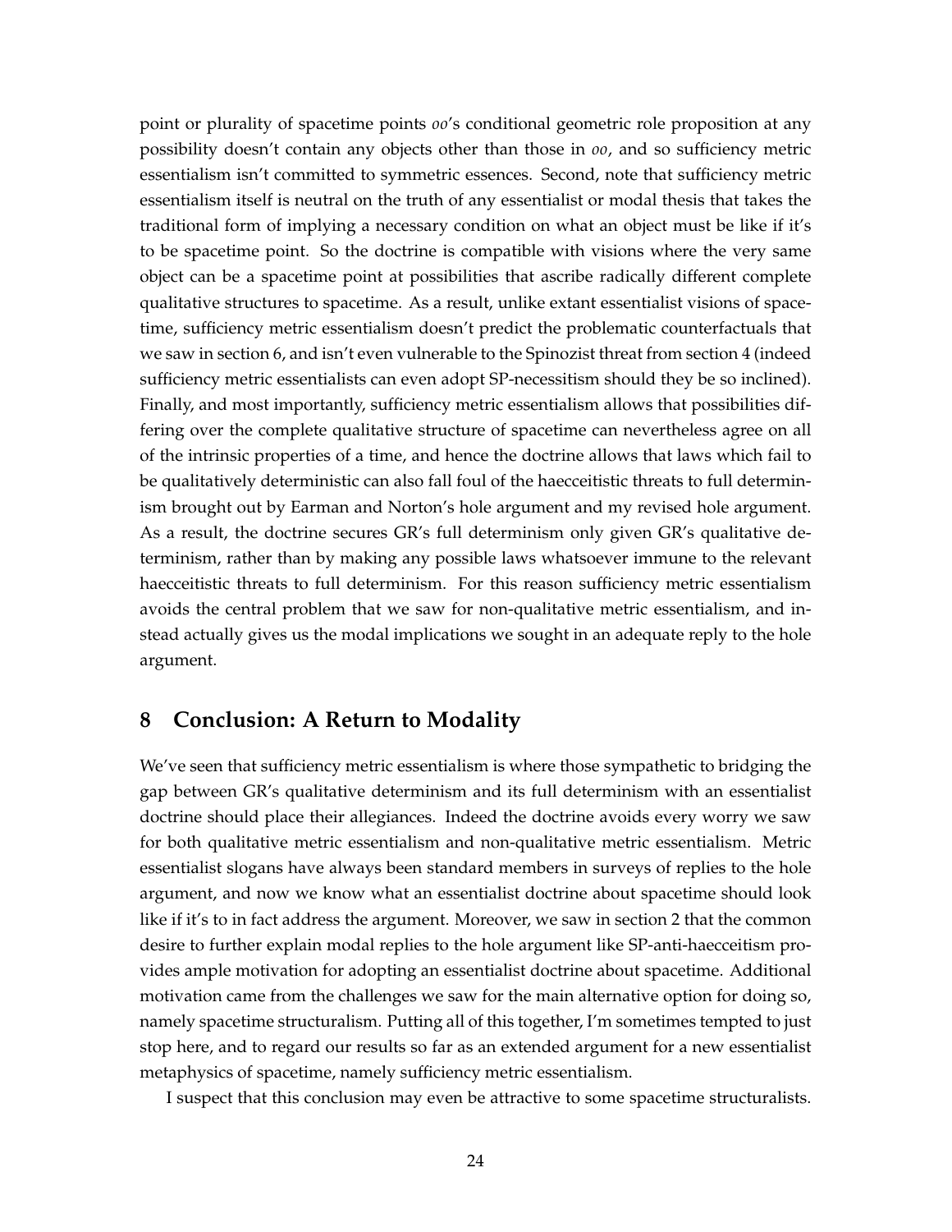point or plurality of spacetime points *oo*'s conditional geometric role proposition at any possibility doesn't contain any objects other than those in *oo*, and so sufficiency metric essentialism isn't committed to symmetric essences. Second, note that sufficiency metric essentialism itself is neutral on the truth of any essentialist or modal thesis that takes the traditional form of implying a necessary condition on what an object must be like if it's to be spacetime point. So the doctrine is compatible with visions where the very same object can be a spacetime point at possibilities that ascribe radically different complete qualitative structures to spacetime. As a result, unlike extant essentialist visions of spacetime, sufficiency metric essentialism doesn't predict the problematic counterfactuals that we saw in section 6, and isn't even vulnerable to the Spinozist threat from section 4 (indeed sufficiency metric essentialists can even adopt SP-necessitism should they be so inclined). Finally, and most importantly, sufficiency metric essentialism allows that possibilities differing over the complete qualitative structure of spacetime can nevertheless agree on all of the intrinsic properties of a time, and hence the doctrine allows that laws which fail to be qualitatively deterministic can also fall foul of the haecceitistic threats to full determinism brought out by Earman and Norton's hole argument and my revised hole argument. As a result, the doctrine secures GR's full determinism only given GR's qualitative determinism, rather than by making any possible laws whatsoever immune to the relevant haecceitistic threats to full determinism. For this reason sufficiency metric essentialism avoids the central problem that we saw for non-qualitative metric essentialism, and instead actually gives us the modal implications we sought in an adequate reply to the hole argument.

## 8 Conclusion: A Return to Modality

We've seen that sufficiency metric essentialism is where those sympathetic to bridging the gap between GR's qualitative determinism and its full determinism with an essentialist doctrine should place their allegiances. Indeed the doctrine avoids every worry we saw for both qualitative metric essentialism and non-qualitative metric essentialism. Metric essentialist slogans have always been standard members in surveys of replies to the hole argument, and now we know what an essentialist doctrine about spacetime should look like if it's to in fact address the argument. Moreover, we saw in section 2 that the common desire to further explain modal replies to the hole argument like SP-anti-haecceitism provides ample motivation for adopting an essentialist doctrine about spacetime. Additional motivation came from the challenges we saw for the main alternative option for doing so, namely spacetime structuralism. Putting all of this together, I'm sometimes tempted to just stop here, and to regard our results so far as an extended argument for a new essentialist metaphysics of spacetime, namely sufficiency metric essentialism.

I suspect that this conclusion may even be attractive to some spacetime structuralists.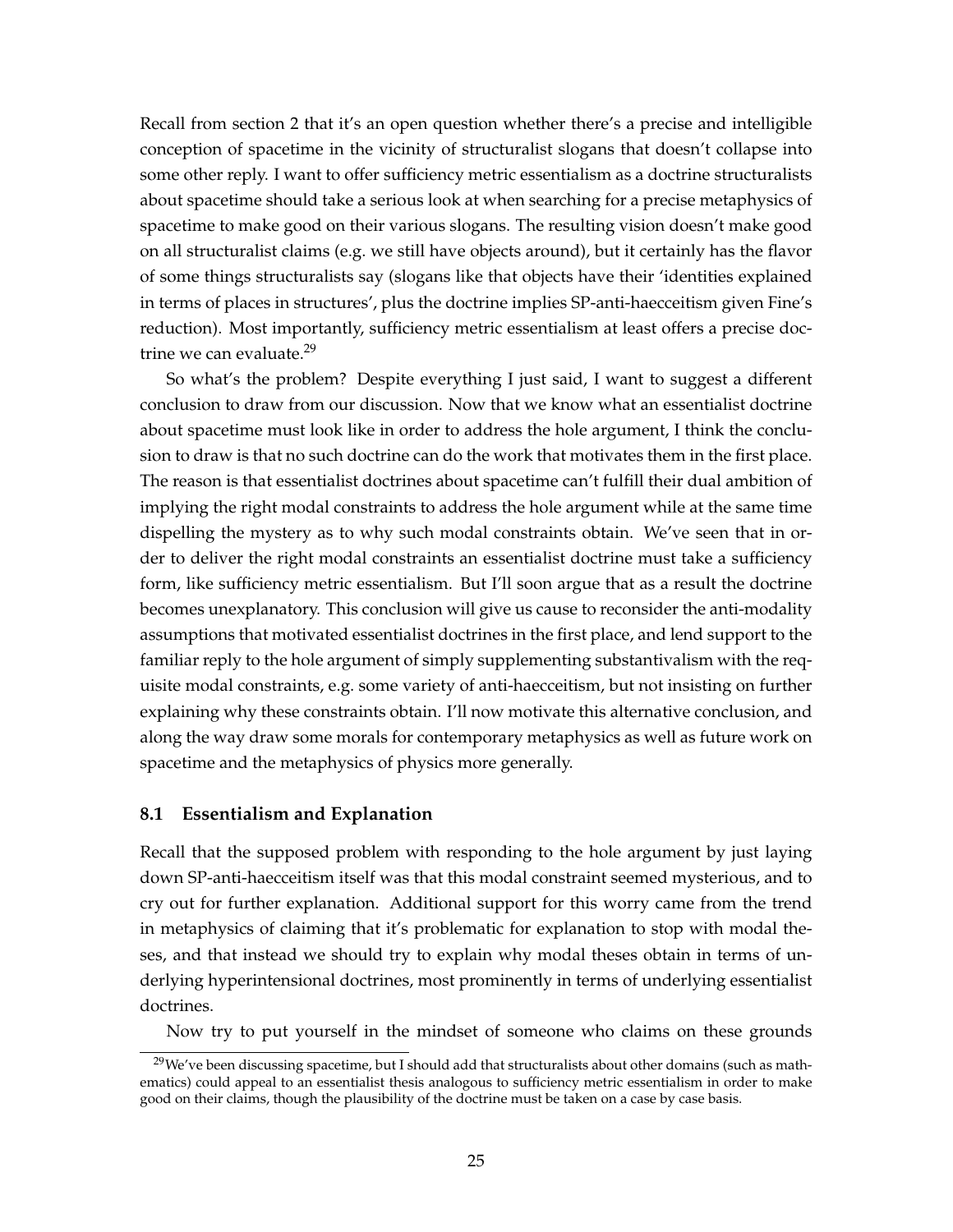Recall from section 2 that it's an open question whether there's a precise and intelligible conception of spacetime in the vicinity of structuralist slogans that doesn't collapse into some other reply. I want to offer sufficiency metric essentialism as a doctrine structuralists about spacetime should take a serious look at when searching for a precise metaphysics of spacetime to make good on their various slogans. The resulting vision doesn't make good on all structuralist claims (e.g. we still have objects around), but it certainly has the flavor of some things structuralists say (slogans like that objects have their 'identities explained in terms of places in structures', plus the doctrine implies SP-anti-haecceitism given Fine's reduction). Most importantly, sufficiency metric essentialism at least offers a precise doctrine we can evaluate.[29]

So what's the problem? Despite everything I just said, I want to suggest a different conclusion to draw from our discussion. Now that we know what an essentialist doctrine about spacetime must look like in order to address the hole argument, I think the conclusion to draw is that no such doctrine can do the work that motivates them in the first place. The reason is that essentialist doctrines about spacetime can't fulfill their dual ambition of implying the right modal constraints to address the hole argument while at the same time dispelling the mystery as to why such modal constraints obtain. We've seen that in order to deliver the right modal constraints an essentialist doctrine must take a sufficiency form, like sufficiency metric essentialism. But I'll soon argue that as a result the doctrine becomes unexplanatory. This conclusion will give us cause to reconsider the anti-modality assumptions that motivated essentialist doctrines in the first place, and lend support to the familiar reply to the hole argument of simply supplementing substantivalism with the requisite modal constraints, e.g. some variety of anti-haecceitism, but not insisting on further explaining why these constraints obtain. I'll now motivate this alternative conclusion, and along the way draw some morals for contemporary metaphysics as well as future work on spacetime and the metaphysics of physics more generally.

### 8.1 Essentialism and Explanation

Recall that the supposed problem with responding to the hole argument by just laying down SP-anti-haecceitism itself was that this modal constraint seemed mysterious, and to cry out for further explanation. Additional support for this worry came from the trend in metaphysics of claiming that it's problematic for explanation to stop with modal theses, and that instead we should try to explain why modal theses obtain in terms of underlying hyperintensional doctrines, most prominently in terms of underlying essentialist doctrines.

Now try to put yourself in the mindset of someone who claims on these grounds

[29] We've been discussing spacetime, but I should add that structuralists about other domains (such as mathematics) could appeal to an essentialist thesis analogous to sufficiency metric essentialism in order to make good on their claims, though the plausibility of the doctrine must be taken on a case by case basis.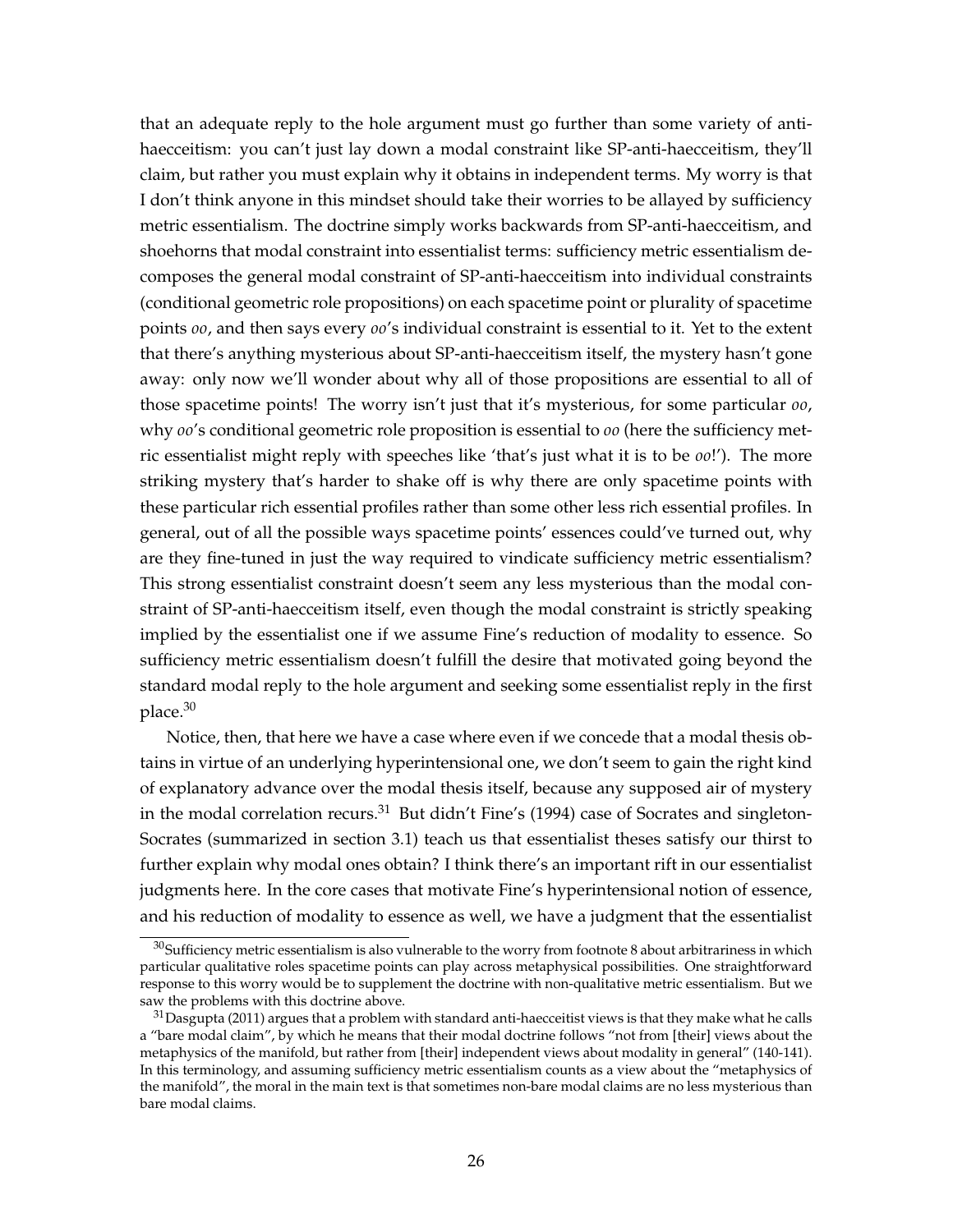that an adequate reply to the hole argument must go further than some variety of anti-haecceitism: you can't just lay down a modal constraint like SP-anti-haecceitism, they'll claim, but rather you must explain why it obtains in independent terms. My worry is that I don't think anyone in this mindset should take their worries to be allayed by sufficiency metric essentialism. The doctrine simply works backwards from SP-anti-haecceitism, and shoehorns that modal constraint into essentialist terms: sufficiency metric essentialism decomposes the general modal constraint of SP-anti-haecceitism into individual constraints (conditional geometric role propositions) on each spacetime point or plurality of spacetime points *oo*, and then says every *oo*'s individual constraint is essential to it. Yet to the extent that there's anything mysterious about SP-anti-haecceitism itself, the mystery hasn't gone away: only now we'll wonder about why all of those propositions are essential to all of those spacetime points! The worry isn't just that it's mysterious, for some particular *oo*, why *oo*'s conditional geometric role proposition is essential to *oo* (here the sufficiency metric essentialist might reply with speeches like 'that's just what it is to be *oo*!'). The more striking mystery that's harder to shake off is why there are only spacetime points with these particular rich essential profiles rather than some other less rich essential profiles. In general, out of all the possible ways spacetime points' essences could've turned out, why are they fine-tuned in just the way required to vindicate sufficiency metric essentialism? This strong essentialist constraint doesn't seem any less mysterious than the modal constraint of SP-anti-haecceitism itself, even though the modal constraint is strictly speaking implied by the essentialist one if we assume Fine's reduction of modality to essence. So sufficiency metric essentialism doesn't fulfill the desire that motivated going beyond the standard modal reply to the hole argument and seeking some essentialist reply in the first place.[30]

Notice, then, that here we have a case where even if we concede that a modal thesis obtains in virtue of an underlying hyperintensional one, we don't seem to gain the right kind of explanatory advance over the modal thesis itself, because any supposed air of mystery in the modal correlation recurs.[31] But didn't Fine's (1994) case of Socrates and singleton-Socrates (summarized in section 3.1) teach us that essentialist theses satisfy our thirst to further explain why modal ones obtain? I think there's an important rift in our essentialist judgments here. In the core cases that motivate Fine's hyperintensional notion of essence, and his reduction of modality to essence as well, we have a judgment that the essentialist

[30] Sufficiency metric essentialism is also vulnerable to the worry from footnote 8 about arbitrariness in which particular qualitative roles spacetime points can play across metaphysical possibilities. One straightforward response to this worry would be to supplement the doctrine with non-qualitative metric essentialism. But we saw the problems with this doctrine above.

[31] Dasgupta (2011) argues that a problem with standard anti-haecceitist views is that they make what he calls a "bare modal claim", by which he means that their modal doctrine follows "not from [their] views about the metaphysics of the manifold, but rather from [their] independent views about modality in general" (140-141). In this terminology, and assuming sufficiency metric essentialism counts as a view about the "metaphysics of the manifold", the moral in the main text is that sometimes non-bare modal claims are no less mysterious than bare modal claims.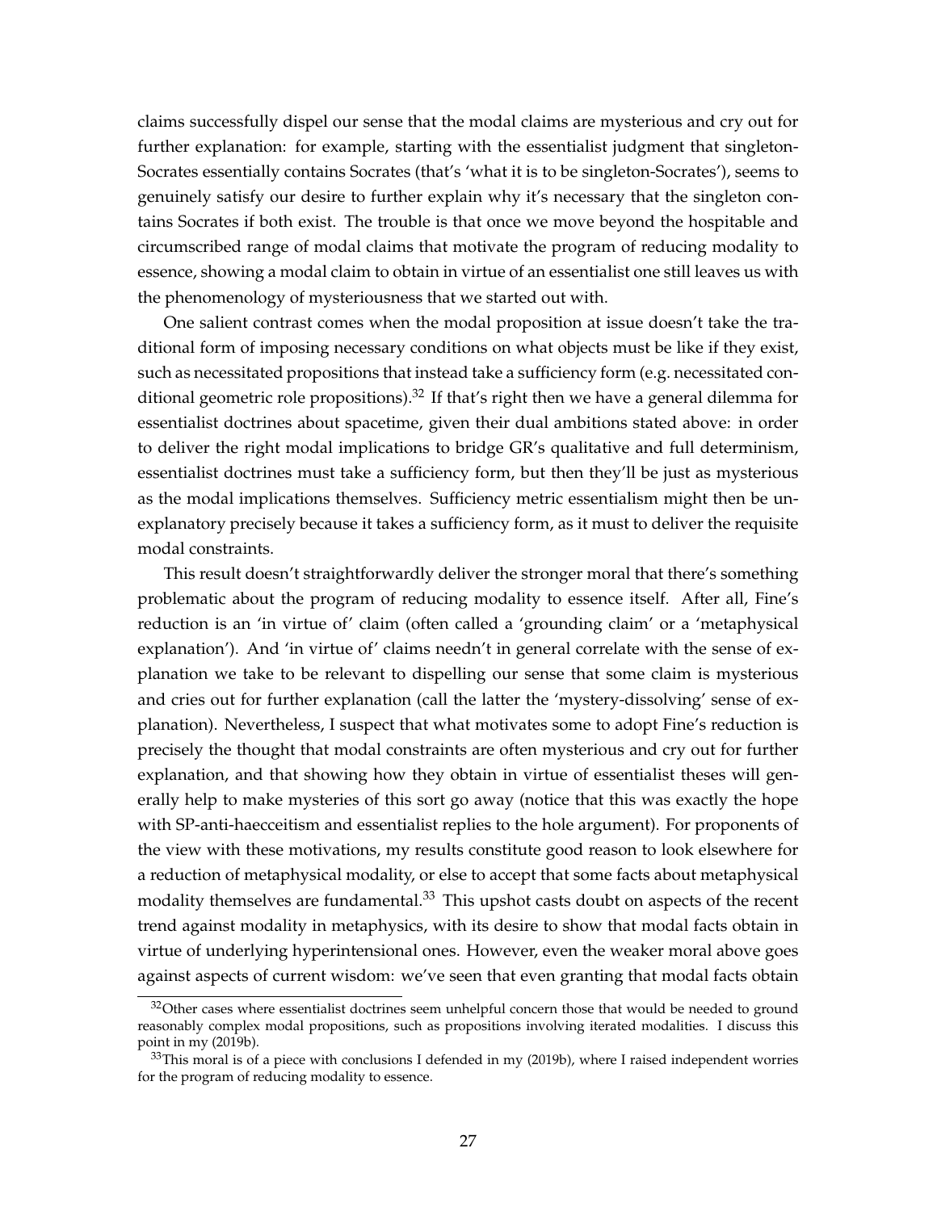claims successfully dispel our sense that the modal claims are mysterious and cry out for further explanation: for example, starting with the essentialist judgment that singleton-Socrates essentially contains Socrates (that's 'what it is to be singleton-Socrates'), seems to genuinely satisfy our desire to further explain why it's necessary that the singleton contains Socrates if both exist. The trouble is that once we move beyond the hospitable and circumscribed range of modal claims that motivate the program of reducing modality to essence, showing a modal claim to obtain in virtue of an essentialist one still leaves us with the phenomenology of mysteriousness that we started out with.

One salient contrast comes when the modal proposition at issue doesn't take the traditional form of imposing necessary conditions on what objects must be like if they exist, such as necessitated propositions that instead take a sufficiency form (e.g. necessitated conditional geometric role propositions).[32] If that's right then we have a general dilemma for essentialist doctrines about spacetime, given their dual ambitions stated above: in order to deliver the right modal implications to bridge GR's qualitative and full determinism, essentialist doctrines must take a sufficiency form, but then they'll be just as mysterious as the modal implications themselves. Sufficiency metric essentialism might then be unexplanatory precisely because it takes a sufficiency form, as it must to deliver the requisite modal constraints.

This result doesn't straightforwardly deliver the stronger moral that there's something problematic about the program of reducing modality to essence itself. After all, Fine's reduction is an 'in virtue of' claim (often called a 'grounding claim' or a 'metaphysical explanation'). And 'in virtue of' claims needn't in general correlate with the sense of explanation we take to be relevant to dispelling our sense that some claim is mysterious and cries out for further explanation (call the latter the 'mystery-dissolving' sense of explanation). Nevertheless, I suspect that what motivates some to adopt Fine's reduction is precisely the thought that modal constraints are often mysterious and cry out for further explanation, and that showing how they obtain in virtue of essentialist theses will generally help to make mysteries of this sort go away (notice that this was exactly the hope with SP-anti-haecceitism and essentialist replies to the hole argument). For proponents of the view with these motivations, my results constitute good reason to look elsewhere for a reduction of metaphysical modality, or else to accept that some facts about metaphysical modality themselves are fundamental.[33] This upshot casts doubt on aspects of the recent trend against modality in metaphysics, with its desire to show that modal facts obtain in virtue of underlying hyperintensional ones. However, even the weaker moral above goes against aspects of current wisdom: we've seen that even granting that modal facts obtain

[32] Other cases where essentialist doctrines seem unhelpful concern those that would be needed to ground reasonably complex modal propositions, such as propositions involving iterated modalities. I discuss this point in my (2019b).

[33] This moral is of a piece with conclusions I defended in my (2019b), where I raised independent worries for the program of reducing modality to essence.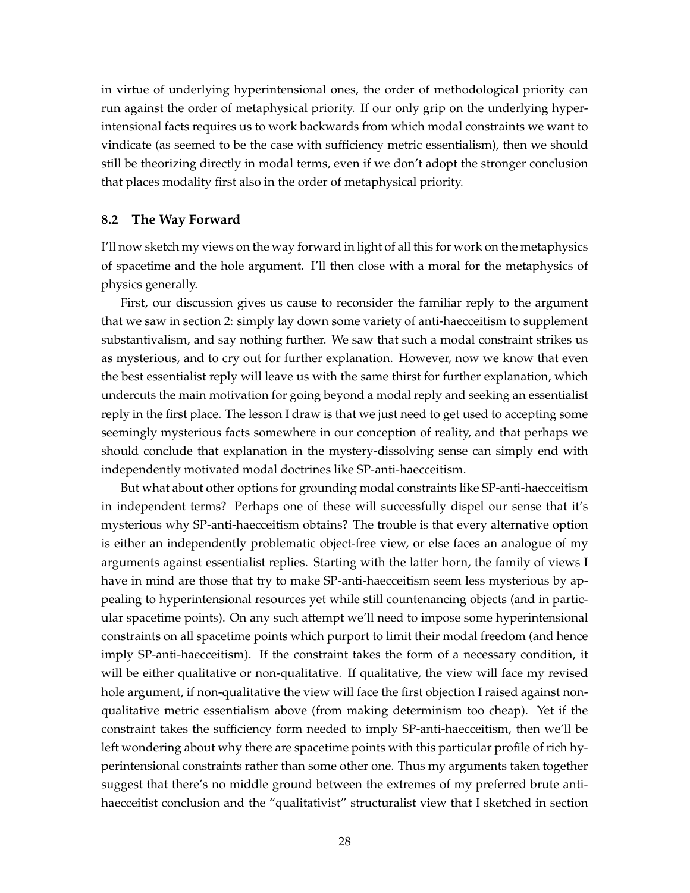in virtue of underlying hyperintensional ones, the order of methodological priority can run against the order of metaphysical priority. If our only grip on the underlying hyperintensional facts requires us to work backwards from which modal constraints we want to vindicate (as seemed to be the case with sufficiency metric essentialism), then we should still be theorizing directly in modal terms, even if we don't adopt the stronger conclusion that places modality first also in the order of metaphysical priority.

### 8.2 The Way Forward

I'll now sketch my views on the way forward in light of all this for work on the metaphysics of spacetime and the hole argument. I'll then close with a moral for the metaphysics of physics generally.

First, our discussion gives us cause to reconsider the familiar reply to the argument that we saw in section 2: simply lay down some variety of anti-haecceitism to supplement substantivalism, and say nothing further. We saw that such a modal constraint strikes us as mysterious, and to cry out for further explanation. However, now we know that even the best essentialist reply will leave us with the same thirst for further explanation, which undercuts the main motivation for going beyond a modal reply and seeking an essentialist reply in the first place. The lesson I draw is that we just need to get used to accepting some seemingly mysterious facts somewhere in our conception of reality, and that perhaps we should conclude that explanation in the mystery-dissolving sense can simply end with independently motivated modal doctrines like SP-anti-haecceitism.

But what about other options for grounding modal constraints like SP-anti-haecceitism in independent terms? Perhaps one of these will successfully dispel our sense that it's mysterious why SP-anti-haecceitism obtains? The trouble is that every alternative option is either an independently problematic object-free view, or else faces an analogue of my arguments against essentialist replies. Starting with the latter horn, the family of views I have in mind are those that try to make SP-anti-haecceitism seem less mysterious by appealing to hyperintensional resources yet while still countenancing objects (and in particular spacetime points). On any such attempt we'll need to impose some hyperintensional constraints on all spacetime points which purport to limit their modal freedom (and hence imply SP-anti-haecceitism). If the constraint takes the form of a necessary condition, it will be either qualitative or non-qualitative. If qualitative, the view will face my revised hole argument, if non-qualitative the view will face the first objection I raised against non-qualitative metric essentialism above (from making determinism too cheap). Yet if the constraint takes the sufficiency form needed to imply SP-anti-haecceitism, then we'll be left wondering about why there are spacetime points with this particular profile of rich hyperintensional constraints rather than some other one. Thus my arguments taken together suggest that there's no middle ground between the extremes of my preferred brute anti-haecceitist conclusion and the "qualitativist" structuralist view that I sketched in section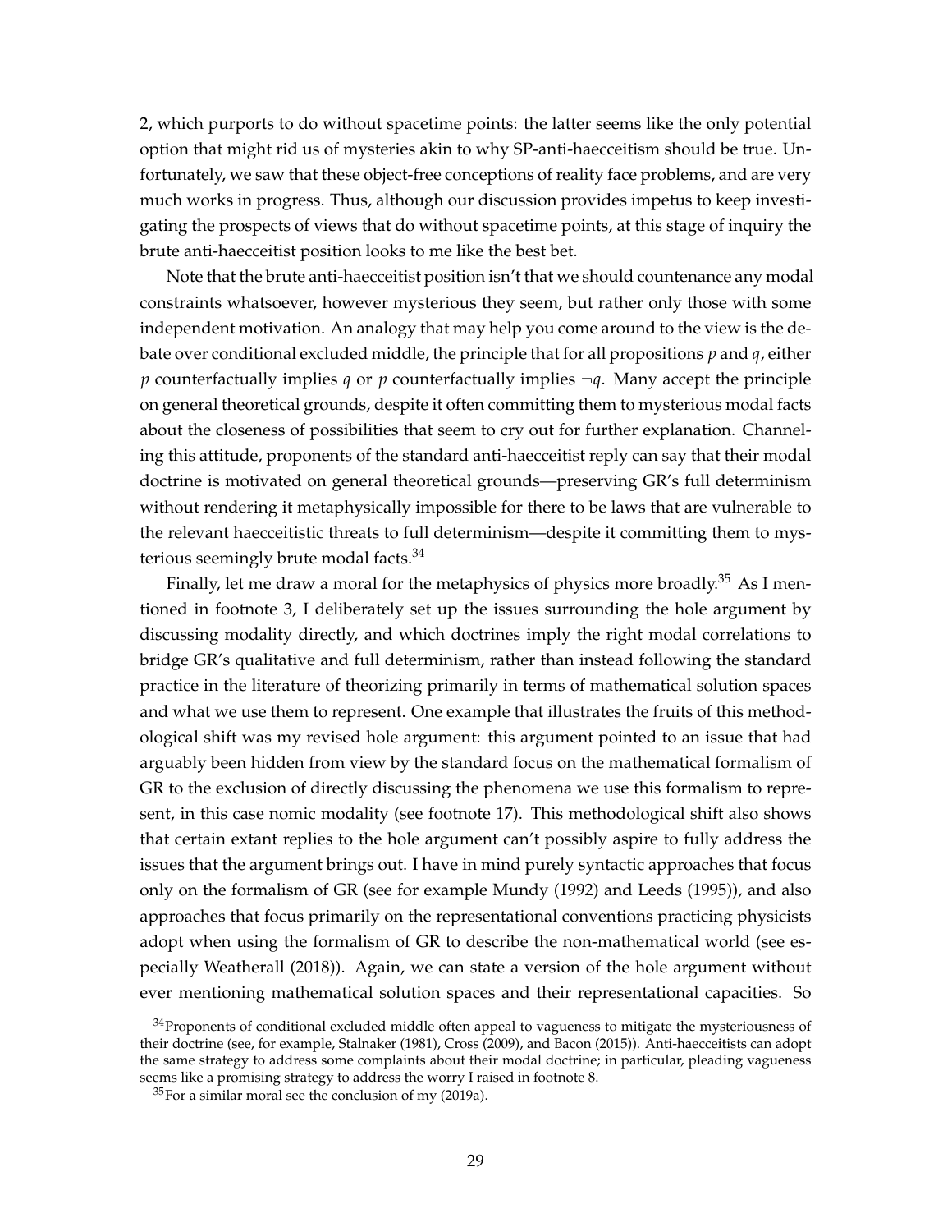2, which purports to do without spacetime points: the latter seems like the only potential option that might rid us of mysteries akin to why SP-anti-haecceitism should be true. Unfortunately, we saw that these object-free conceptions of reality face problems, and are very much works in progress. Thus, although our discussion provides impetus to keep investigating the prospects of views that do without spacetime points, at this stage of inquiry the brute anti-haecceitist position looks to me like the best bet.

Note that the brute anti-haecceitist position isn't that we should countenance any modal constraints whatsoever, however mysterious they seem, but rather only those with some independent motivation. An analogy that may help you come around to the view is the debate over conditional excluded middle, the principle that for all propositions $p$ and $q$, either $p$ counterfactually implies $q$ or $p$ counterfactually implies $\neg q$. Many accept the principle on general theoretical grounds, despite it often committing them to mysterious modal facts about the closeness of possibilities that seem to cry out for further explanation. Channeling this attitude, proponents of the standard anti-haecceitist reply can say that their modal doctrine is motivated on general theoretical grounds—preserving GR's full determinism without rendering it metaphysically impossible for there to be laws that are vulnerable to the relevant haecceitistic threats to full determinism—despite it committing them to mysterious seemingly brute modal facts.[34]

Finally, let me draw a moral for the metaphysics of physics more broadly.[35] As I mentioned in footnote 3, I deliberately set up the issues surrounding the hole argument by discussing modality directly, and which doctrines imply the right modal correlations to bridge GR's qualitative and full determinism, rather than instead following the standard practice in the literature of theorizing primarily in terms of mathematical solution spaces and what we use them to represent. One example that illustrates the fruits of this methodological shift was my revised hole argument: this argument pointed to an issue that had arguably been hidden from view by the standard focus on the mathematical formalism of GR to the exclusion of directly discussing the phenomena we use this formalism to represent, in this case nomic modality (see footnote 17). This methodological shift also shows that certain extant replies to the hole argument can't possibly aspire to fully address the issues that the argument brings out. I have in mind purely syntactic approaches that focus only on the formalism of GR (see for example Mundy (1992) and Leeds (1995)), and also approaches that focus primarily on the representational conventions practicing physicists adopt when using the formalism of GR to describe the non-mathematical world (see especially Weatherall (2018)). Again, we can state a version of the hole argument without ever mentioning mathematical solution spaces and their representational capacities. So

[34] Proponents of conditional excluded middle often appeal to vagueness to mitigate the mysteriousness of their doctrine (see, for example, Stalnaker (1981), Cross (2009), and Bacon (2015)). Anti-haecceitists can adopt the same strategy to address some complaints about their modal doctrine; in particular, pleading vagueness seems like a promising strategy to address the worry I raised in footnote 8.

[35] For a similar moral see the conclusion of my (2019a).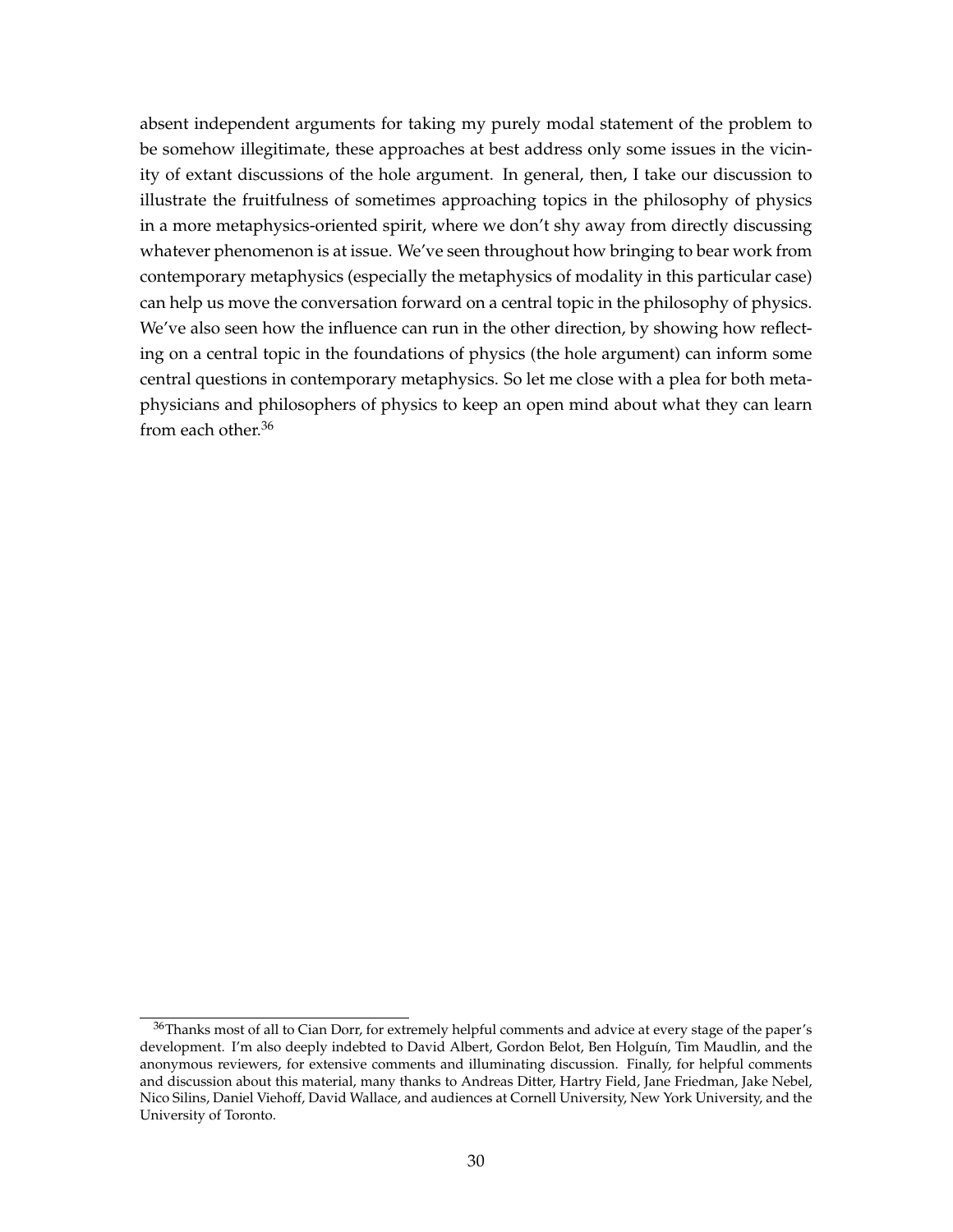absent independent arguments for taking my purely modal statement of the problem to be somehow illegitimate, these approaches at best address only some issues in the vicinity of extant discussions of the hole argument. In general, then, I take our discussion to illustrate the fruitfulness of sometimes approaching topics in the philosophy of physics in a more metaphysics-oriented spirit, where we don't shy away from directly discussing whatever phenomenon is at issue. We've seen throughout how bringing to bear work from contemporary metaphysics (especially the metaphysics of modality in this particular case) can help us move the conversation forward on a central topic in the philosophy of physics. We've also seen how the influence can run in the other direction, by showing how reflecting on a central topic in the foundations of physics (the hole argument) can inform some central questions in contemporary metaphysics. So let me close with a plea for both metaphysicians and philosophers of physics to keep an open mind about what they can learn from each other.[36]

---

[36]Thanks most of all to Cian Dorr, for extremely helpful comments and advice at every stage of the paper's development. I'm also deeply indebted to David Albert, Gordon Belot, Ben Holguín, Tim Maudlin, and the anonymous reviewers, for extensive comments and illuminating discussion. Finally, for helpful comments and discussion about this material, many thanks to Andreas Ditter, Hartry Field, Jane Friedman, Jake Nebel, Nico Silins, Daniel Viehoff, David Wallace, and audiences at Cornell University, New York University, and the University of Toronto.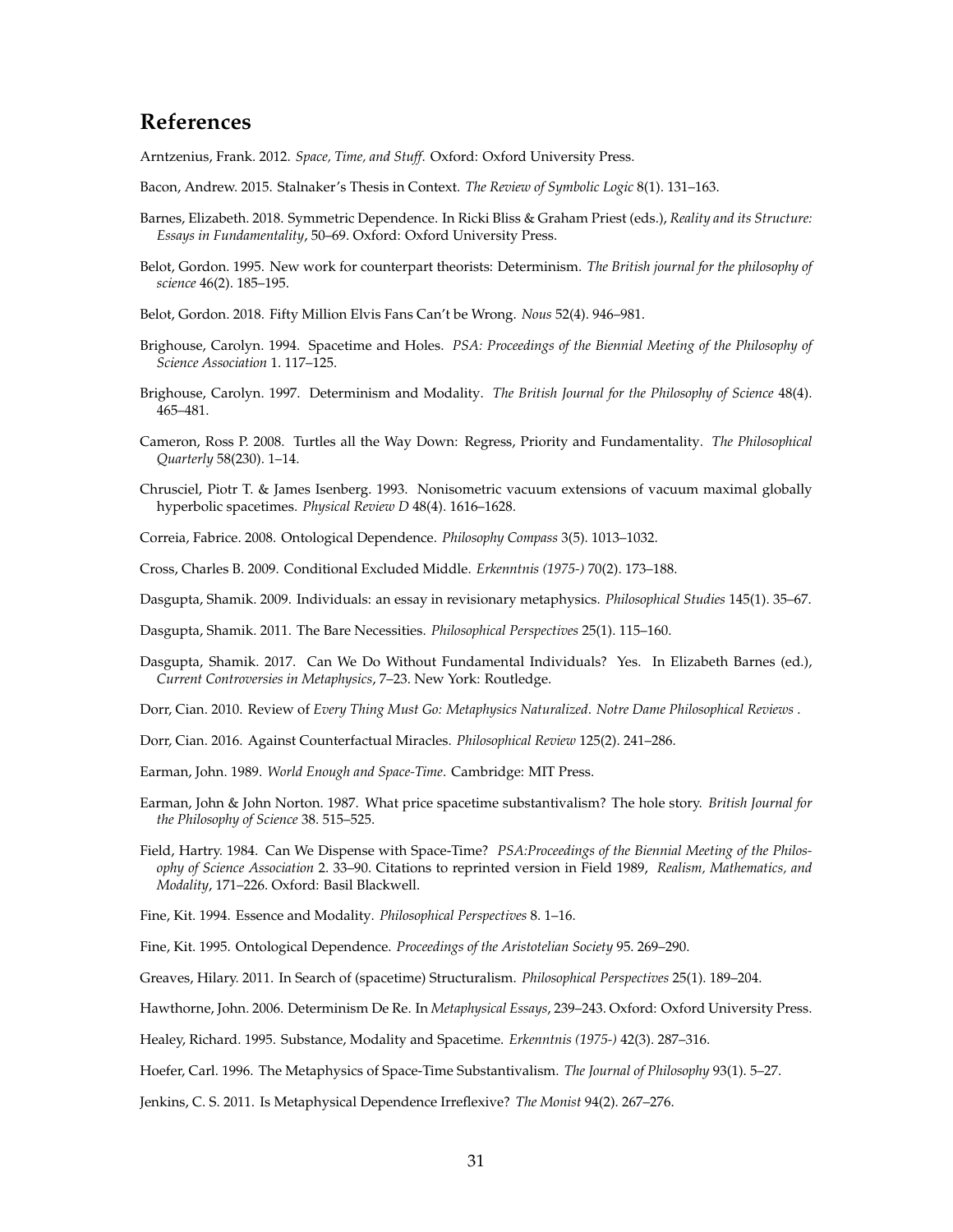## References

Arntzenius, Frank. 2012. *Space, Time, and Stuff*. Oxford: Oxford University Press.

Bacon, Andrew. 2015. Stalnaker's Thesis in Context. *The Review of Symbolic Logic* 8(1). 131–163.

Barnes, Elizabeth. 2018. Symmetric Dependence. In Ricki Bliss & Graham Priest (eds.), *Reality and its Structure: Essays in Fundamentality*, 50–69. Oxford: Oxford University Press.

Belot, Gordon. 1995. New work for counterpart theorists: Determinism. *The British journal for the philosophy of science* 46(2). 185–195.

Belot, Gordon. 2018. Fifty Million Elvis Fans Can't be Wrong. *Nous* 52(4). 946–981.

Brighouse, Carolyn. 1994. Spacetime and Holes. *PSA: Proceedings of the Biennial Meeting of the Philosophy of Science Association* 1. 117–125.

Brighouse, Carolyn. 1997. Determinism and Modality. *The British Journal for the Philosophy of Science* 48(4). 465–481.

Cameron, Ross P. 2008. Turtles all the Way Down: Regress, Priority and Fundamentality. *The Philosophical Quarterly* 58(230). 1–14.

Chrusciel, Piotr T. & James Isenberg. 1993. Nonisometric vacuum extensions of vacuum maximal globally hyperbolic spacetimes. *Physical Review D* 48(4). 1616–1628.

Correia, Fabrice. 2008. Ontological Dependence. *Philosophy Compass* 3(5). 1013–1032.

Cross, Charles B. 2009. Conditional Excluded Middle. *Erkenntnis (1975-)* 70(2). 173–188.

Dasgupta, Shamik. 2009. Individuals: an essay in revisionary metaphysics. *Philosophical Studies* 145(1). 35–67.

Dasgupta, Shamik. 2011. The Bare Necessities. *Philosophical Perspectives* 25(1). 115–160.

Dasgupta, Shamik. 2017. Can We Do Without Fundamental Individuals? Yes. In Elizabeth Barnes (ed.), *Current Controversies in Metaphysics*, 7–23. New York: Routledge.

Dorr, Cian. 2010. Review of *Every Thing Must Go: Metaphysics Naturalized*. *Notre Dame Philosophical Reviews* .

Dorr, Cian. 2016. Against Counterfactual Miracles. *Philosophical Review* 125(2). 241–286.

Earman, John. 1989. *World Enough and Space-Time*. Cambridge: MIT Press.

Earman, John & John Norton. 1987. What price spacetime substantivalism? The hole story. *British Journal for the Philosophy of Science* 38. 515–525.

Field, Hartry. 1984. Can We Dispense with Space-Time? *PSA:Proceedings of the Biennial Meeting of the Philosophy of Science Association* 2. 33–90. Citations to reprinted version in Field 1989, *Realism, Mathematics, and Modality*, 171–226. Oxford: Basil Blackwell.

Fine, Kit. 1994. Essence and Modality. *Philosophical Perspectives* 8. 1–16.

Fine, Kit. 1995. Ontological Dependence. *Proceedings of the Aristotelian Society* 95. 269–290.

Greaves, Hilary. 2011. In Search of (spacetime) Structuralism. *Philosophical Perspectives* 25(1). 189–204.

Hawthorne, John. 2006. Determinism De Re. In *Metaphysical Essays*, 239–243. Oxford: Oxford University Press.

Healey, Richard. 1995. Substance, Modality and Spacetime. *Erkenntnis (1975-)* 42(3). 287–316.

Hoefer, Carl. 1996. The Metaphysics of Space-Time Substantivalism. *The Journal of Philosophy* 93(1). 5–27.

Jenkins, C. S. 2011. Is Metaphysical Dependence Irreflexive? *The Monist* 94(2). 267–276.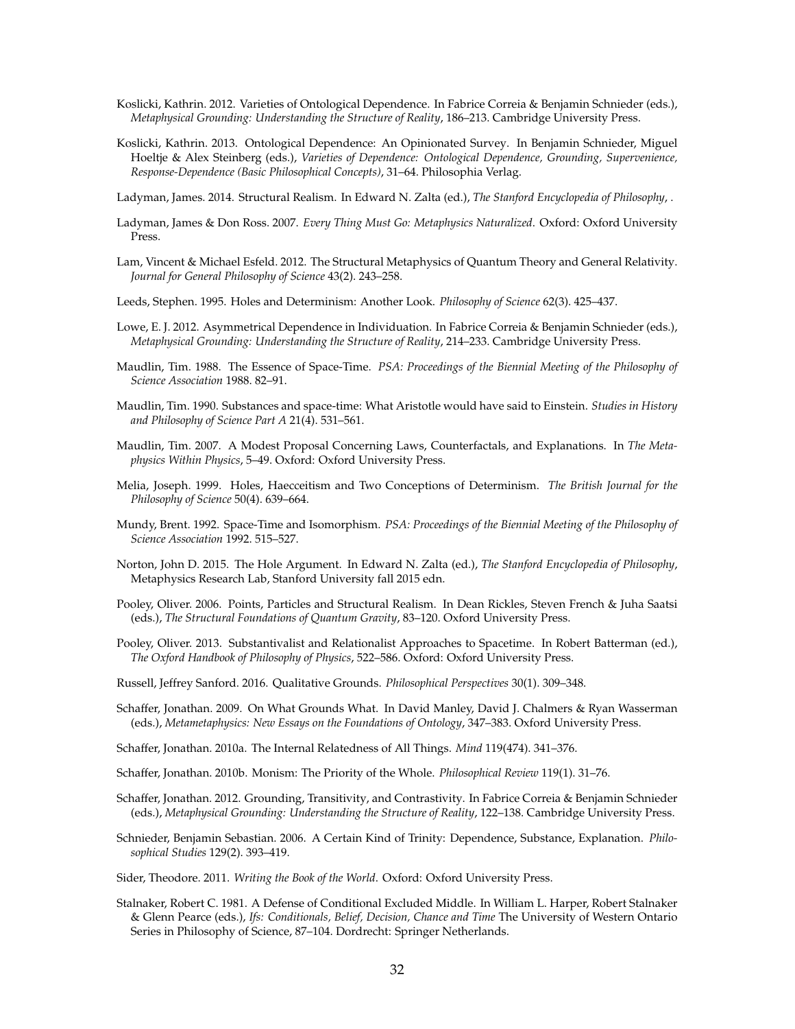Koslicki, Kathrin. 2012. Varieties of Ontological Dependence. In Fabrice Correia & Benjamin Schnieder (eds.), *Metaphysical Grounding: Understanding the Structure of Reality*, 186–213. Cambridge University Press.

Koslicki, Kathrin. 2013. Ontological Dependence: An Opinionated Survey. In Benjamin Schnieder, Miguel Hoeltje & Alex Steinberg (eds.), *Varieties of Dependence: Ontological Dependence, Grounding, Supervenience, Response-Dependence (Basic Philosophical Concepts)*, 31–64. Philosophia Verlag.

Ladyman, James. 2014. Structural Realism. In Edward N. Zalta (ed.), *The Stanford Encyclopedia of Philosophy*, .

Ladyman, James & Don Ross. 2007. *Every Thing Must Go: Metaphysics Naturalized*. Oxford: Oxford University Press.

Lam, Vincent & Michael Esfeld. 2012. The Structural Metaphysics of Quantum Theory and General Relativity. *Journal for General Philosophy of Science* 43(2). 243–258.

Leeds, Stephen. 1995. Holes and Determinism: Another Look. *Philosophy of Science* 62(3). 425–437.

Lowe, E. J. 2012. Asymmetrical Dependence in Individuation. In Fabrice Correia & Benjamin Schnieder (eds.), *Metaphysical Grounding: Understanding the Structure of Reality*, 214–233. Cambridge University Press.

Maudlin, Tim. 1988. The Essence of Space-Time. *PSA: Proceedings of the Biennial Meeting of the Philosophy of Science Association* 1988. 82–91.

Maudlin, Tim. 1990. Substances and space-time: What Aristotle would have said to Einstein. *Studies in History and Philosophy of Science Part A* 21(4). 531–561.

Maudlin, Tim. 2007. A Modest Proposal Concerning Laws, Counterfactals, and Explanations. In *The Metaphysics Within Physics*, 5–49. Oxford: Oxford University Press.

Melia, Joseph. 1999. Holes, Haecceitism and Two Conceptions of Determinism. *The British Journal for the Philosophy of Science* 50(4). 639–664.

Mundy, Brent. 1992. Space-Time and Isomorphism. *PSA: Proceedings of the Biennial Meeting of the Philosophy of Science Association* 1992. 515–527.

Norton, John D. 2015. The Hole Argument. In Edward N. Zalta (ed.), *The Stanford Encyclopedia of Philosophy*, Metaphysics Research Lab, Stanford University fall 2015 edn.

Pooley, Oliver. 2006. Points, Particles and Structural Realism. In Dean Rickles, Steven French & Juha Saatsi (eds.), *The Structural Foundations of Quantum Gravity*, 83–120. Oxford University Press.

Pooley, Oliver. 2013. Substantivalist and Relationalist Approaches to Spacetime. In Robert Batterman (ed.), *The Oxford Handbook of Philosophy of Physics*, 522–586. Oxford: Oxford University Press.

Russell, Jeffrey Sanford. 2016. Qualitative Grounds. *Philosophical Perspectives* 30(1). 309–348.

Schaffer, Jonathan. 2009. On What Grounds What. In David Manley, David J. Chalmers & Ryan Wasserman (eds.), *Metametaphysics: New Essays on the Foundations of Ontology*, 347–383. Oxford University Press.

Schaffer, Jonathan. 2010a. The Internal Relatedness of All Things. *Mind* 119(474). 341–376.

Schaffer, Jonathan. 2010b. Monism: The Priority of the Whole. *Philosophical Review* 119(1). 31–76.

Schaffer, Jonathan. 2012. Grounding, Transitivity, and Contrastivity. In Fabrice Correia & Benjamin Schnieder (eds.), *Metaphysical Grounding: Understanding the Structure of Reality*, 122–138. Cambridge University Press.

Schnieder, Benjamin Sebastian. 2006. A Certain Kind of Trinity: Dependence, Substance, Explanation. *Philosophical Studies* 129(2). 393–419.

Sider, Theodore. 2011. *Writing the Book of the World*. Oxford: Oxford University Press.

Stalnaker, Robert C. 1981. A Defense of Conditional Excluded Middle. In William L. Harper, Robert Stalnaker & Glenn Pearce (eds.), *Ifs: Conditionals, Belief, Decision, Chance and Time* The University of Western Ontario Series in Philosophy of Science, 87–104. Dordrecht: Springer Netherlands.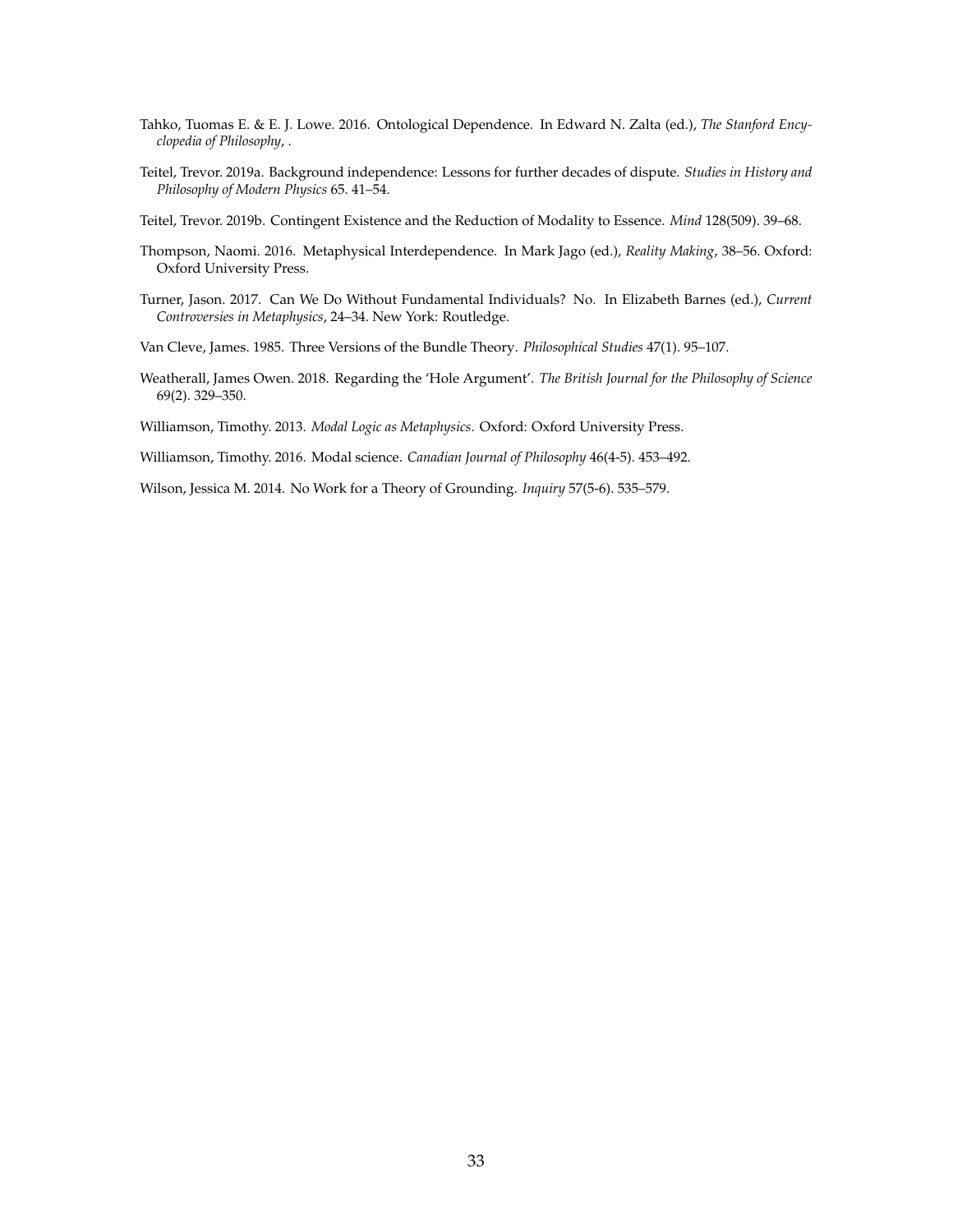Tahko, Tuomas E. & E. J. Lowe. 2016. Ontological Dependence. In Edward N. Zalta (ed.), *The Stanford Encyclopedia of Philosophy*, .

Teitel, Trevor. 2019a. Background independence: Lessons for further decades of dispute. *Studies in History and Philosophy of Modern Physics* 65. 41–54.

Teitel, Trevor. 2019b. Contingent Existence and the Reduction of Modality to Essence. *Mind* 128(509). 39–68.

Thompson, Naomi. 2016. Metaphysical Interdependence. In Mark Jago (ed.), *Reality Making*, 38–56. Oxford: Oxford University Press.

Turner, Jason. 2017. Can We Do Without Fundamental Individuals? No. In Elizabeth Barnes (ed.), *Current Controversies in Metaphysics*, 24–34. New York: Routledge.

Van Cleve, James. 1985. Three Versions of the Bundle Theory. *Philosophical Studies* 47(1). 95–107.

Weatherall, James Owen. 2018. Regarding the 'Hole Argument'. *The British Journal for the Philosophy of Science* 69(2). 329–350.

Williamson, Timothy. 2013. *Modal Logic as Metaphysics*. Oxford: Oxford University Press.

Williamson, Timothy. 2016. Modal science. *Canadian Journal of Philosophy* 46(4-5). 453–492.

Wilson, Jessica M. 2014. No Work for a Theory of Grounding. *Inquiry* 57(5-6). 535–579.